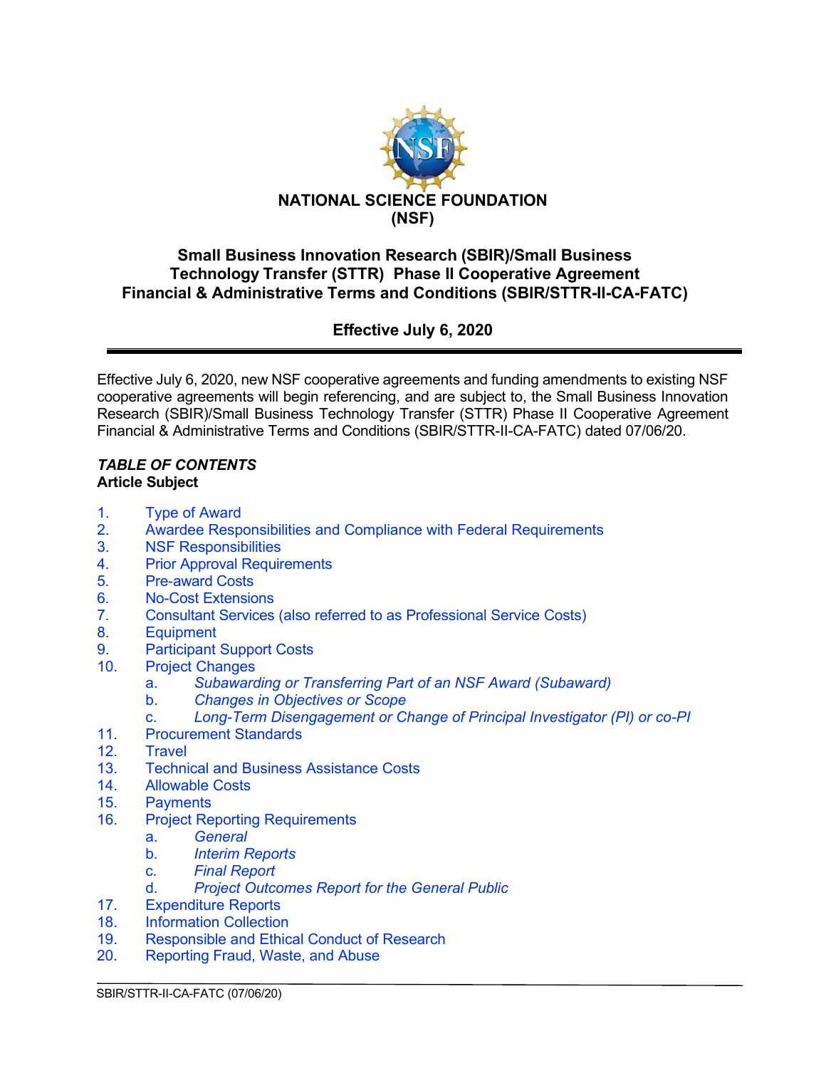# NATIONAL SCIENCE FOUNDATION
# (NSF)

## Small Business Innovation Research (SBIR)/Small Business Technology Transfer (STTR) Phase II Cooperative Agreement Financial & Administrative Terms and Conditions (SBIR/STTR-II-CA-FATC)

### Effective July 6, 2020

---

Effective July 6, 2020, new NSF cooperative agreements and funding amendments to existing NSF cooperative agreements will begin referencing, and are subject to, the Small Business Innovation Research (SBIR)/Small Business Technology Transfer (STTR) Phase II Cooperative Agreement Financial & Administrative Terms and Conditions (SBIR/STTR-II-CA-FATC) dated 07/06/20.

***TABLE OF CONTENTS***
**Article Subject**

1. Type of Award
2. Awardee Responsibilities and Compliance with Federal Requirements
3. NSF Responsibilities
4. Prior Approval Requirements
5. Pre-award Costs
6. No-Cost Extensions
7. Consultant Services (also referred to as Professional Service Costs)
8. Equipment
9. Participant Support Costs
10. Project Changes
    a. *Subawarding or Transferring Part of an NSF Award (Subaward)*
    b. *Changes in Objectives or Scope*
    c. *Long-Term Disengagement or Change of Principal Investigator (PI) or co-PI*
11. Procurement Standards
12. Travel
13. Technical and Business Assistance Costs
14. Allowable Costs
15. Payments
16. Project Reporting Requirements
    a. *General*
    b. *Interim Reports*
    c. *Final Report*
    d. *Project Outcomes Report for the General Public*
17. Expenditure Reports
18. Information Collection
19. Responsible and Ethical Conduct of Research
20. Reporting Fraud, Waste, and Abuse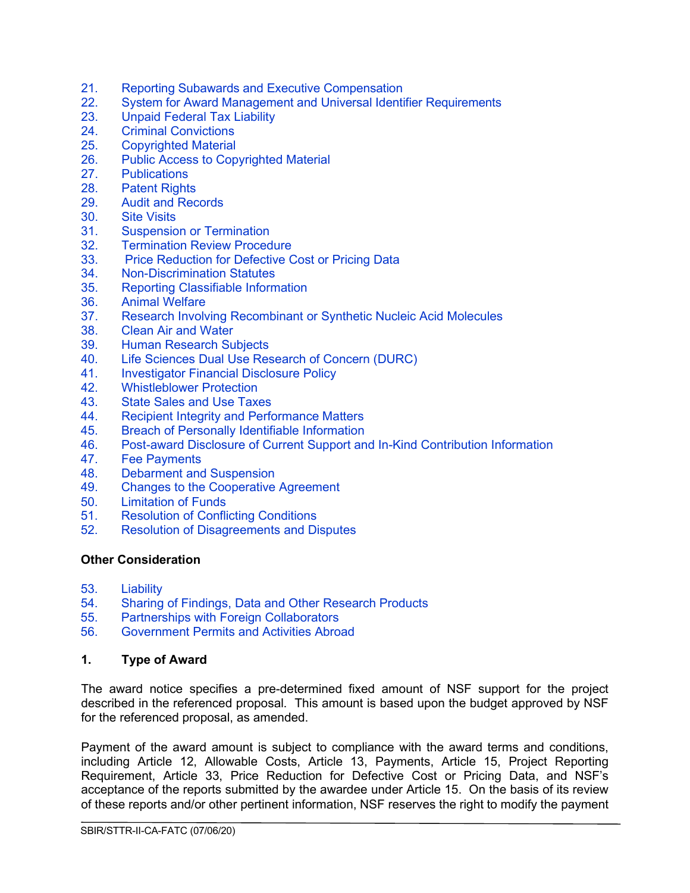21. Reporting Subawards and Executive Compensation
22. System for Award Management and Universal Identifier Requirements
23. Unpaid Federal Tax Liability
24. Criminal Convictions
25. Copyrighted Material
26. Public Access to Copyrighted Material
27. Publications
28. Patent Rights
29. Audit and Records
30. Site Visits
31. Suspension or Termination
32. Termination Review Procedure
33. Price Reduction for Defective Cost or Pricing Data
34. Non-Discrimination Statutes
35. Reporting Classifiable Information
36. Animal Welfare
37. Research Involving Recombinant or Synthetic Nucleic Acid Molecules
38. Clean Air and Water
39. Human Research Subjects
40. Life Sciences Dual Use Research of Concern (DURC)
41. Investigator Financial Disclosure Policy
42. Whistleblower Protection
43. State Sales and Use Taxes
44. Recipient Integrity and Performance Matters
45. Breach of Personally Identifiable Information
46. Post-award Disclosure of Current Support and In-Kind Contribution Information
47. Fee Payments
48. Debarment and Suspension
49. Changes to the Cooperative Agreement
50. Limitation of Funds
51. Resolution of Conflicting Conditions
52. Resolution of Disagreements and Disputes

**Other Consideration**

53. Liability
54. Sharing of Findings, Data and Other Research Products
55. Partnerships with Foreign Collaborators
56. Government Permits and Activities Abroad

## 1. Type of Award

The award notice specifies a pre-determined fixed amount of NSF support for the project described in the referenced proposal. This amount is based upon the budget approved by NSF for the referenced proposal, as amended.

Payment of the award amount is subject to compliance with the award terms and conditions, including Article 12, Allowable Costs, Article 13, Payments, Article 15, Project Reporting Requirement, Article 33, Price Reduction for Defective Cost or Pricing Data, and NSF's acceptance of the reports submitted by the awardee under Article 15. On the basis of its review of these reports and/or other pertinent information, NSF reserves the right to modify the payment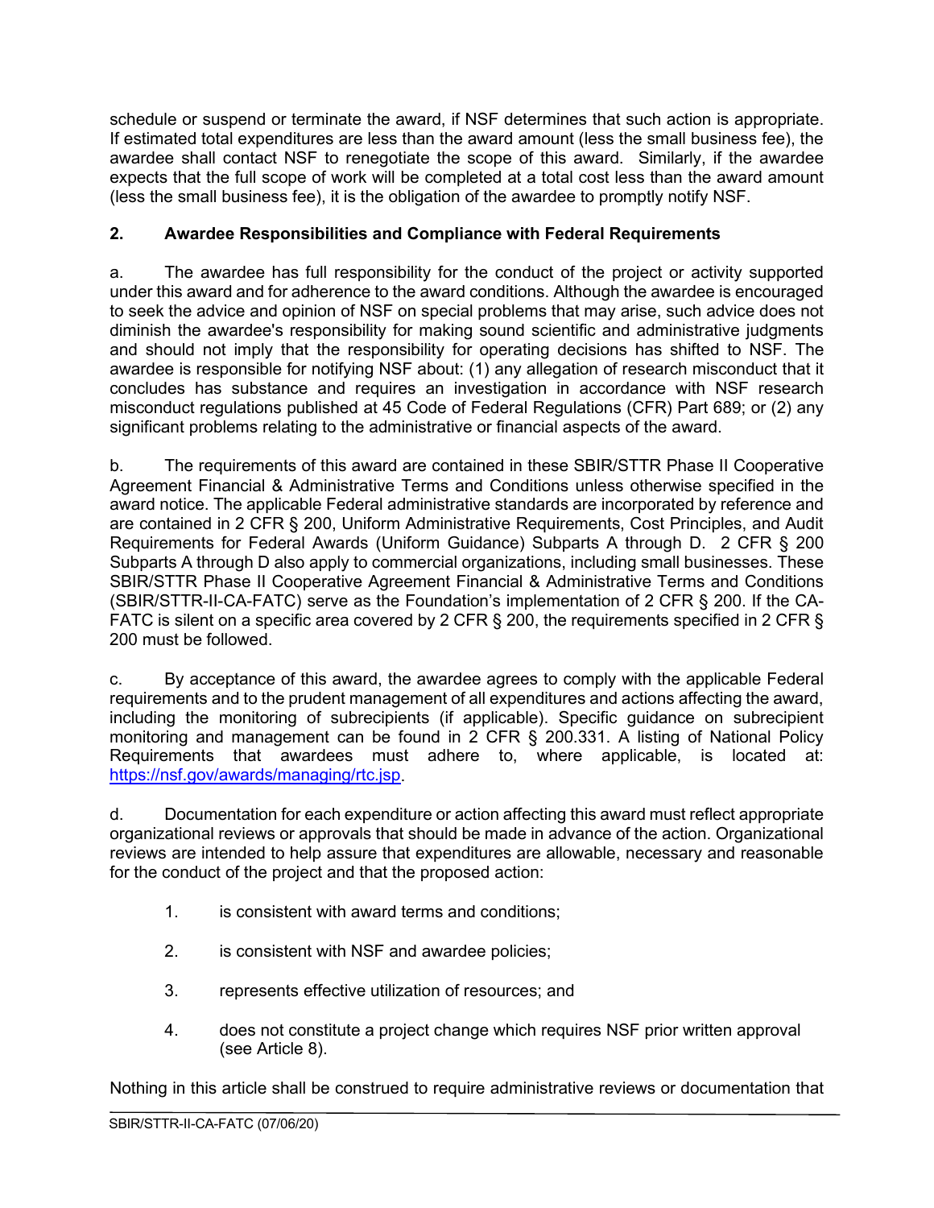schedule or suspend or terminate the award, if NSF determines that such action is appropriate. If estimated total expenditures are less than the award amount (less the small business fee), the awardee shall contact NSF to renegotiate the scope of this award. Similarly, if the awardee expects that the full scope of work will be completed at a total cost less than the award amount (less the small business fee), it is the obligation of the awardee to promptly notify NSF.

## 2. Awardee Responsibilities and Compliance with Federal Requirements

a. The awardee has full responsibility for the conduct of the project or activity supported under this award and for adherence to the award conditions. Although the awardee is encouraged to seek the advice and opinion of NSF on special problems that may arise, such advice does not diminish the awardee's responsibility for making sound scientific and administrative judgments and should not imply that the responsibility for operating decisions has shifted to NSF. The awardee is responsible for notifying NSF about: (1) any allegation of research misconduct that it concludes has substance and requires an investigation in accordance with NSF research misconduct regulations published at 45 Code of Federal Regulations (CFR) Part 689; or (2) any significant problems relating to the administrative or financial aspects of the award.

b. The requirements of this award are contained in these SBIR/STTR Phase II Cooperative Agreement Financial & Administrative Terms and Conditions unless otherwise specified in the award notice. The applicable Federal administrative standards are incorporated by reference and are contained in 2 CFR § 200, Uniform Administrative Requirements, Cost Principles, and Audit Requirements for Federal Awards (Uniform Guidance) Subparts A through D. 2 CFR § 200 Subparts A through D also apply to commercial organizations, including small businesses. These SBIR/STTR Phase II Cooperative Agreement Financial & Administrative Terms and Conditions (SBIR/STTR-II-CA-FATC) serve as the Foundation's implementation of 2 CFR § 200. If the CA-FATC is silent on a specific area covered by 2 CFR § 200, the requirements specified in 2 CFR § 200 must be followed.

c. By acceptance of this award, the awardee agrees to comply with the applicable Federal requirements and to the prudent management of all expenditures and actions affecting the award, including the monitoring of subrecipients (if applicable). Specific guidance on subrecipient monitoring and management can be found in 2 CFR § 200.331. A listing of National Policy Requirements that awardees must adhere to, where applicable, is located at: https://nsf.gov/awards/managing/rtc.jsp.

d. Documentation for each expenditure or action affecting this award must reflect appropriate organizational reviews or approvals that should be made in advance of the action. Organizational reviews are intended to help assure that expenditures are allowable, necessary and reasonable for the conduct of the project and that the proposed action:

1. is consistent with award terms and conditions;
2. is consistent with NSF and awardee policies;
3. represents effective utilization of resources; and
4. does not constitute a project change which requires NSF prior written approval (see Article 8).

Nothing in this article shall be construed to require administrative reviews or documentation that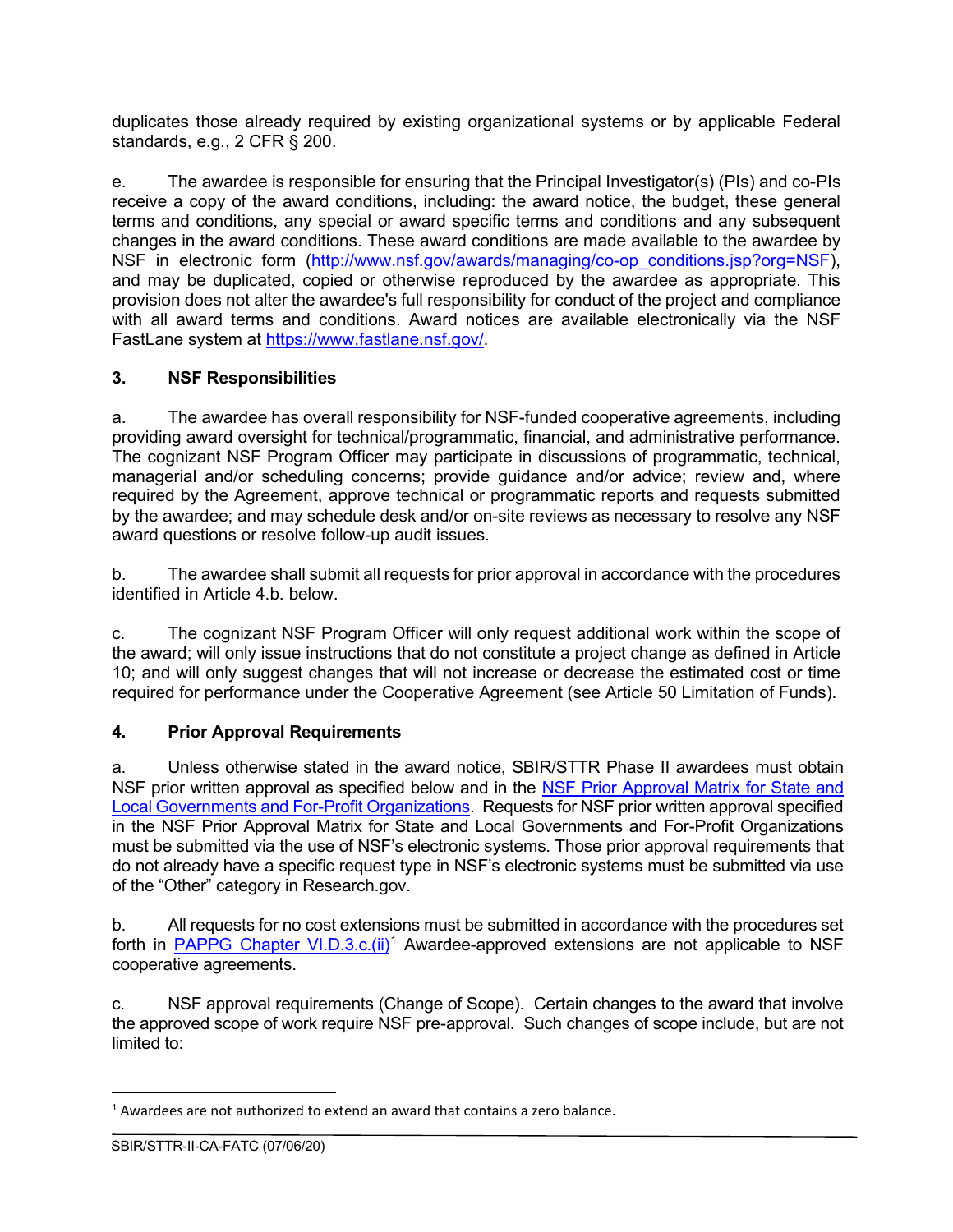duplicates those already required by existing organizational systems or by applicable Federal standards, e.g., 2 CFR § 200.

e. The awardee is responsible for ensuring that the Principal Investigator(s) (PIs) and co-PIs receive a copy of the award conditions, including: the award notice, the budget, these general terms and conditions, any special or award specific terms and conditions and any subsequent changes in the award conditions. These award conditions are made available to the awardee by NSF in electronic form (http://www.nsf.gov/awards/managing/co-op_conditions.jsp?org=NSF), and may be duplicated, copied or otherwise reproduced by the awardee as appropriate. This provision does not alter the awardee's full responsibility for conduct of the project and compliance with all award terms and conditions. Award notices are available electronically via the NSF FastLane system at https://www.fastlane.nsf.gov/.

### 3. NSF Responsibilities

a. The awardee has overall responsibility for NSF-funded cooperative agreements, including providing award oversight for technical/programmatic, financial, and administrative performance. The cognizant NSF Program Officer may participate in discussions of programmatic, technical, managerial and/or scheduling concerns; provide guidance and/or advice; review and, where required by the Agreement, approve technical or programmatic reports and requests submitted by the awardee; and may schedule desk and/or on-site reviews as necessary to resolve any NSF award questions or resolve follow-up audit issues.

b. The awardee shall submit all requests for prior approval in accordance with the procedures identified in Article 4.b. below.

c. The cognizant NSF Program Officer will only request additional work within the scope of the award; will only issue instructions that do not constitute a project change as defined in Article 10; and will only suggest changes that will not increase or decrease the estimated cost or time required for performance under the Cooperative Agreement (see Article 50 Limitation of Funds).

### 4. Prior Approval Requirements

a. Unless otherwise stated in the award notice, SBIR/STTR Phase II awardees must obtain NSF prior written approval as specified below and in the NSF Prior Approval Matrix for State and Local Governments and For-Profit Organizations. Requests for NSF prior written approval specified in the NSF Prior Approval Matrix for State and Local Governments and For-Profit Organizations must be submitted via the use of NSF's electronic systems. Those prior approval requirements that do not already have a specific request type in NSF's electronic systems must be submitted via use of the "Other" category in Research.gov.

b. All requests for no cost extensions must be submitted in accordance with the procedures set forth in PAPPG Chapter VI.D.3.c.(ii)[1] Awardee-approved extensions are not applicable to NSF cooperative agreements.

c. NSF approval requirements (Change of Scope). Certain changes to the award that involve the approved scope of work require NSF pre-approval. Such changes of scope include, but are not limited to:

[1] Awardees are not authorized to extend an award that contains a zero balance.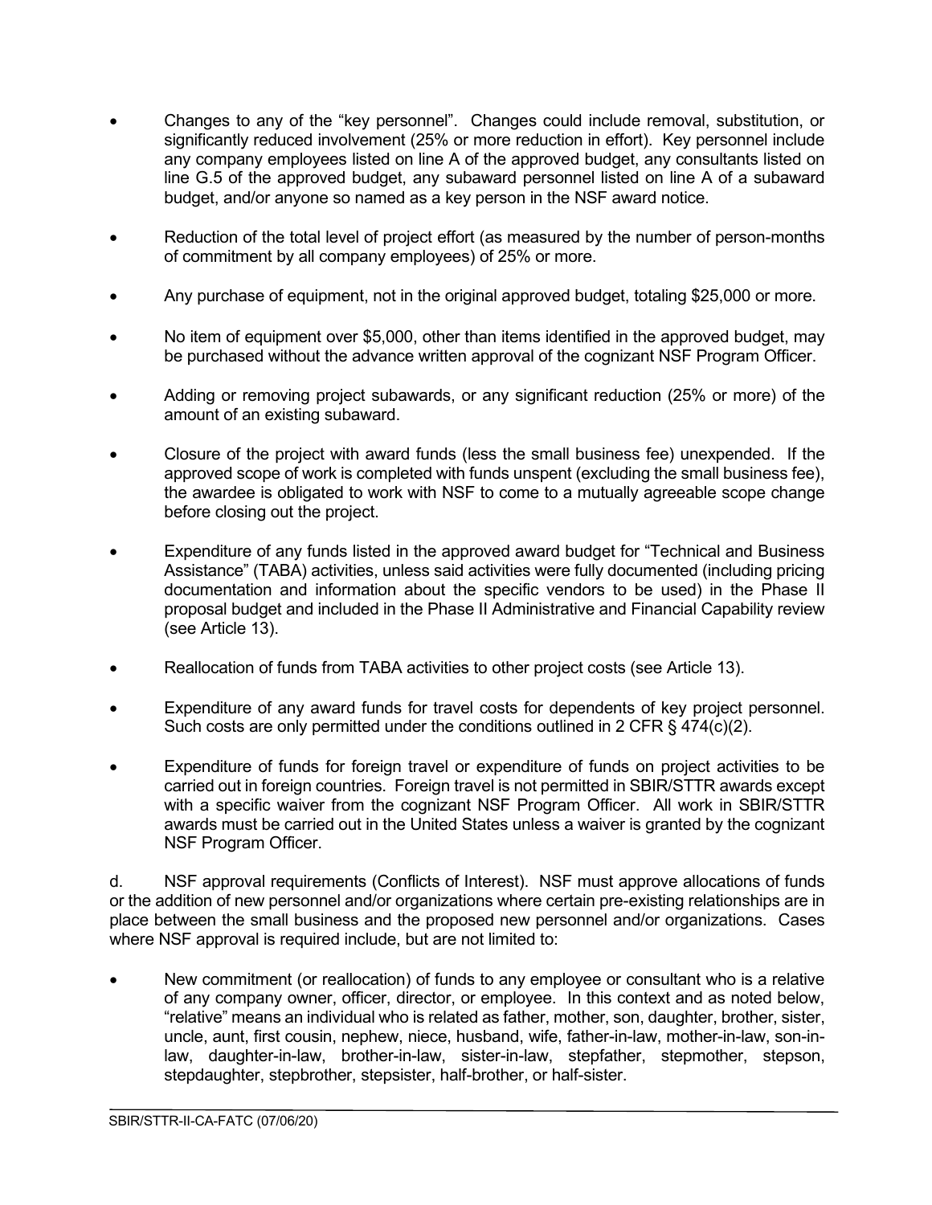- Changes to any of the "key personnel". Changes could include removal, substitution, or significantly reduced involvement (25% or more reduction in effort). Key personnel include any company employees listed on line A of the approved budget, any consultants listed on line G.5 of the approved budget, any subaward personnel listed on line A of a subaward budget, and/or anyone so named as a key person in the NSF award notice.

- Reduction of the total level of project effort (as measured by the number of person-months of commitment by all company employees) of 25% or more.

- Any purchase of equipment, not in the original approved budget, totaling $25,000 or more.

- No item of equipment over $5,000, other than items identified in the approved budget, may be purchased without the advance written approval of the cognizant NSF Program Officer.

- Adding or removing project subawards, or any significant reduction (25% or more) of the amount of an existing subaward.

- Closure of the project with award funds (less the small business fee) unexpended. If the approved scope of work is completed with funds unspent (excluding the small business fee), the awardee is obligated to work with NSF to come to a mutually agreeable scope change before closing out the project.

- Expenditure of any funds listed in the approved award budget for "Technical and Business Assistance" (TABA) activities, unless said activities were fully documented (including pricing documentation and information about the specific vendors to be used) in the Phase II proposal budget and included in the Phase II Administrative and Financial Capability review (see Article 13).

- Reallocation of funds from TABA activities to other project costs (see Article 13).

- Expenditure of any award funds for travel costs for dependents of key project personnel. Such costs are only permitted under the conditions outlined in 2 CFR § 474(c)(2).

- Expenditure of funds for foreign travel or expenditure of funds on project activities to be carried out in foreign countries. Foreign travel is not permitted in SBIR/STTR awards except with a specific waiver from the cognizant NSF Program Officer. All work in SBIR/STTR awards must be carried out in the United States unless a waiver is granted by the cognizant NSF Program Officer.

d. NSF approval requirements (Conflicts of Interest). NSF must approve allocations of funds or the addition of new personnel and/or organizations where certain pre-existing relationships are in place between the small business and the proposed new personnel and/or organizations. Cases where NSF approval is required include, but are not limited to:

- New commitment (or reallocation) of funds to any employee or consultant who is a relative of any company owner, officer, director, or employee. In this context and as noted below, "relative" means an individual who is related as father, mother, son, daughter, brother, sister, uncle, aunt, first cousin, nephew, niece, husband, wife, father-in-law, mother-in-law, son-in-law, daughter-in-law, brother-in-law, sister-in-law, stepfather, stepmother, stepson, stepdaughter, stepbrother, stepsister, half-brother, or half-sister.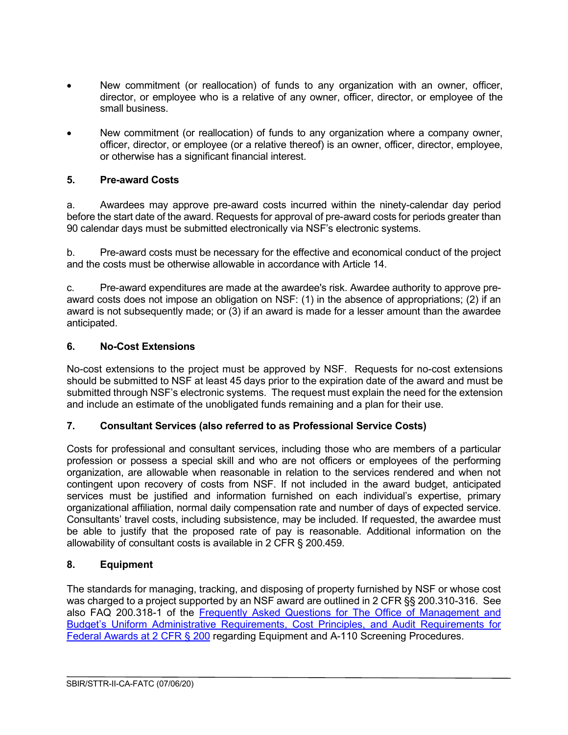- New commitment (or reallocation) of funds to any organization with an owner, officer, director, or employee who is a relative of any owner, officer, director, or employee of the small business.

- New commitment (or reallocation) of funds to any organization where a company owner, officer, director, or employee (or a relative thereof) is an owner, officer, director, employee, or otherwise has a significant financial interest.

### 5. Pre-award Costs

a. Awardees may approve pre-award costs incurred within the ninety-calendar day period before the start date of the award. Requests for approval of pre-award costs for periods greater than 90 calendar days must be submitted electronically via NSF's electronic systems.

b. Pre-award costs must be necessary for the effective and economical conduct of the project and the costs must be otherwise allowable in accordance with Article 14.

c. Pre-award expenditures are made at the awardee's risk. Awardee authority to approve pre-award costs does not impose an obligation on NSF: (1) in the absence of appropriations; (2) if an award is not subsequently made; or (3) if an award is made for a lesser amount than the awardee anticipated.

### 6. No-Cost Extensions

No-cost extensions to the project must be approved by NSF. Requests for no-cost extensions should be submitted to NSF at least 45 days prior to the expiration date of the award and must be submitted through NSF's electronic systems. The request must explain the need for the extension and include an estimate of the unobligated funds remaining and a plan for their use.

### 7. Consultant Services (also referred to as Professional Service Costs)

Costs for professional and consultant services, including those who are members of a particular profession or possess a special skill and who are not officers or employees of the performing organization, are allowable when reasonable in relation to the services rendered and when not contingent upon recovery of costs from NSF. If not included in the award budget, anticipated services must be justified and information furnished on each individual's expertise, primary organizational affiliation, normal daily compensation rate and number of days of expected service. Consultants' travel costs, including subsistence, may be included. If requested, the awardee must be able to justify that the proposed rate of pay is reasonable. Additional information on the allowability of consultant costs is available in 2 CFR § 200.459.

### 8. Equipment

The standards for managing, tracking, and disposing of property furnished by NSF or whose cost was charged to a project supported by an NSF award are outlined in 2 CFR §§ 200.310-316. See also FAQ 200.318-1 of the Frequently Asked Questions for The Office of Management and Budget's Uniform Administrative Requirements, Cost Principles, and Audit Requirements for Federal Awards at 2 CFR § 200 regarding Equipment and A-110 Screening Procedures.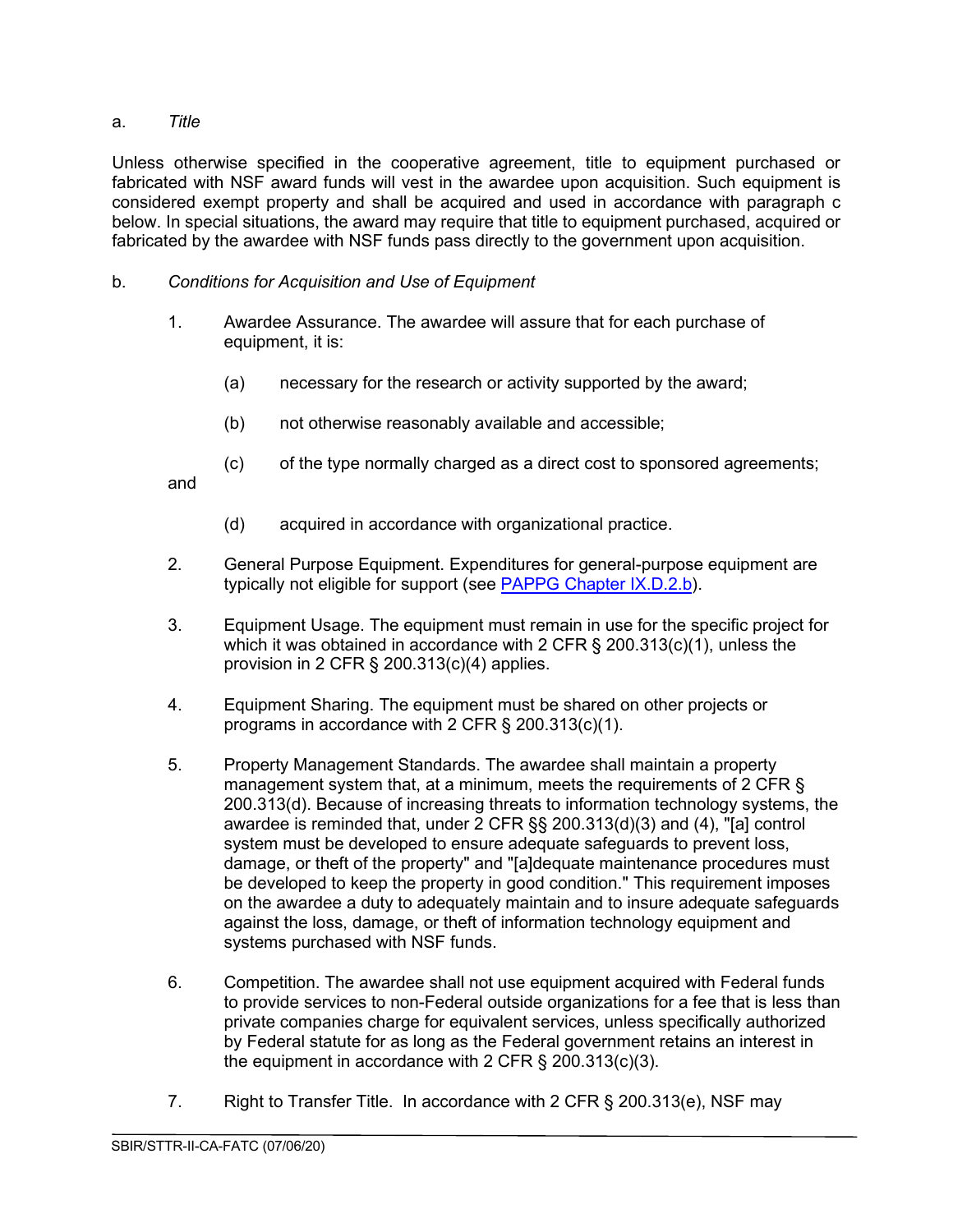a. *Title*

Unless otherwise specified in the cooperative agreement, title to equipment purchased or fabricated with NSF award funds will vest in the awardee upon acquisition. Such equipment is considered exempt property and shall be acquired and used in accordance with paragraph c below. In special situations, the award may require that title to equipment purchased, acquired or fabricated by the awardee with NSF funds pass directly to the government upon acquisition.

b. *Conditions for Acquisition and Use of Equipment*

1. Awardee Assurance. The awardee will assure that for each purchase of equipment, it is:

   (a) necessary for the research or activity supported by the award;

   (b) not otherwise reasonably available and accessible;

   (c) of the type normally charged as a direct cost to sponsored agreements; and

   (d) acquired in accordance with organizational practice.

2. General Purpose Equipment. Expenditures for general-purpose equipment are typically not eligible for support (see PAPPG Chapter IX.D.2.b).

3. Equipment Usage. The equipment must remain in use for the specific project for which it was obtained in accordance with 2 CFR § 200.313(c)(1), unless the provision in 2 CFR § 200.313(c)(4) applies.

4. Equipment Sharing. The equipment must be shared on other projects or programs in accordance with 2 CFR § 200.313(c)(1).

5. Property Management Standards. The awardee shall maintain a property management system that, at a minimum, meets the requirements of 2 CFR § 200.313(d). Because of increasing threats to information technology systems, the awardee is reminded that, under 2 CFR §§ 200.313(d)(3) and (4), "[a] control system must be developed to ensure adequate safeguards to prevent loss, damage, or theft of the property" and "[a]dequate maintenance procedures must be developed to keep the property in good condition." This requirement imposes on the awardee a duty to adequately maintain and to insure adequate safeguards against the loss, damage, or theft of information technology equipment and systems purchased with NSF funds.

6. Competition. The awardee shall not use equipment acquired with Federal funds to provide services to non-Federal outside organizations for a fee that is less than private companies charge for equivalent services, unless specifically authorized by Federal statute for as long as the Federal government retains an interest in the equipment in accordance with 2 CFR § 200.313(c)(3).

7. Right to Transfer Title. In accordance with 2 CFR § 200.313(e), NSF may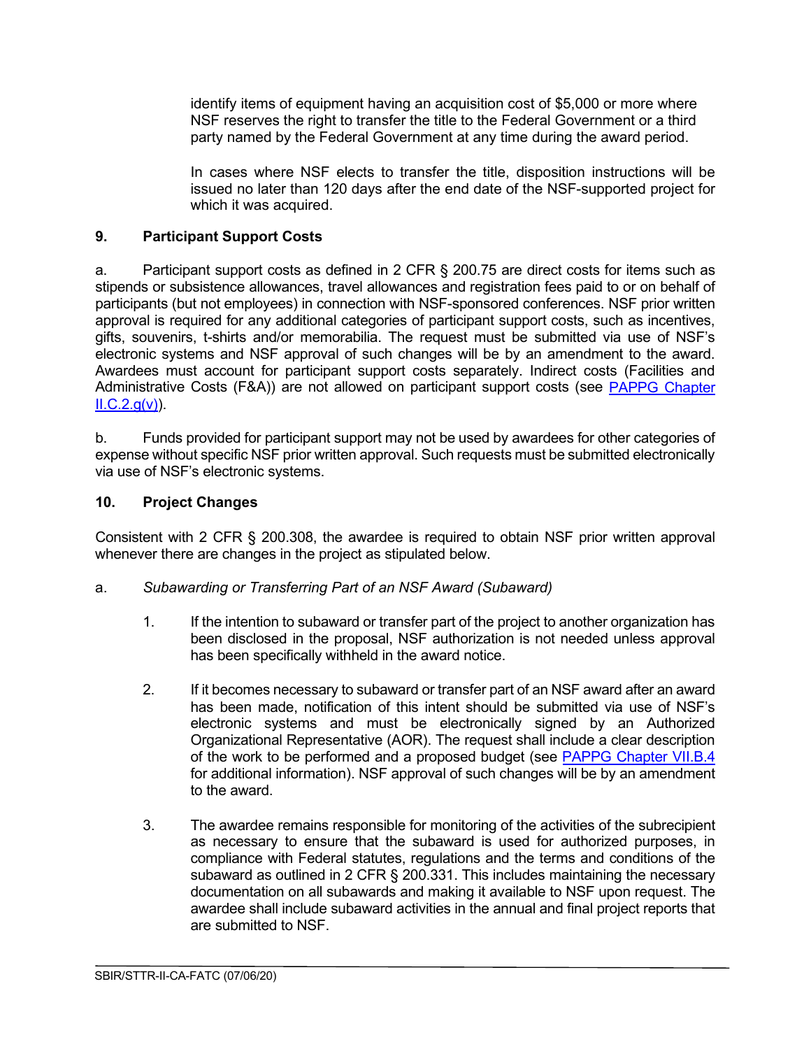identify items of equipment having an acquisition cost of $5,000 or more where NSF reserves the right to transfer the title to the Federal Government or a third party named by the Federal Government at any time during the award period.

In cases where NSF elects to transfer the title, disposition instructions will be issued no later than 120 days after the end date of the NSF-supported project for which it was acquired.

**9. Participant Support Costs**

a. Participant support costs as defined in 2 CFR § 200.75 are direct costs for items such as stipends or subsistence allowances, travel allowances and registration fees paid to or on behalf of participants (but not employees) in connection with NSF-sponsored conferences. NSF prior written approval is required for any additional categories of participant support costs, such as incentives, gifts, souvenirs, t-shirts and/or memorabilia. The request must be submitted via use of NSF's electronic systems and NSF approval of such changes will be by an amendment to the award. Awardees must account for participant support costs separately. Indirect costs (Facilities and Administrative Costs (F&A)) are not allowed on participant support costs (see PAPPG Chapter II.C.2.g(v)).

b. Funds provided for participant support may not be used by awardees for other categories of expense without specific NSF prior written approval. Such requests must be submitted electronically via use of NSF's electronic systems.

**10. Project Changes**

Consistent with 2 CFR § 200.308, the awardee is required to obtain NSF prior written approval whenever there are changes in the project as stipulated below.

a. *Subawarding or Transferring Part of an NSF Award (Subaward)*

1. If the intention to subaward or transfer part of the project to another organization has been disclosed in the proposal, NSF authorization is not needed unless approval has been specifically withheld in the award notice.

2. If it becomes necessary to subaward or transfer part of an NSF award after an award has been made, notification of this intent should be submitted via use of NSF's electronic systems and must be electronically signed by an Authorized Organizational Representative (AOR). The request shall include a clear description of the work to be performed and a proposed budget (see PAPPG Chapter VII.B.4 for additional information). NSF approval of such changes will be by an amendment to the award.

3. The awardee remains responsible for monitoring of the activities of the subrecipient as necessary to ensure that the subaward is used for authorized purposes, in compliance with Federal statutes, regulations and the terms and conditions of the subaward as outlined in 2 CFR § 200.331. This includes maintaining the necessary documentation on all subawards and making it available to NSF upon request. The awardee shall include subaward activities in the annual and final project reports that are submitted to NSF.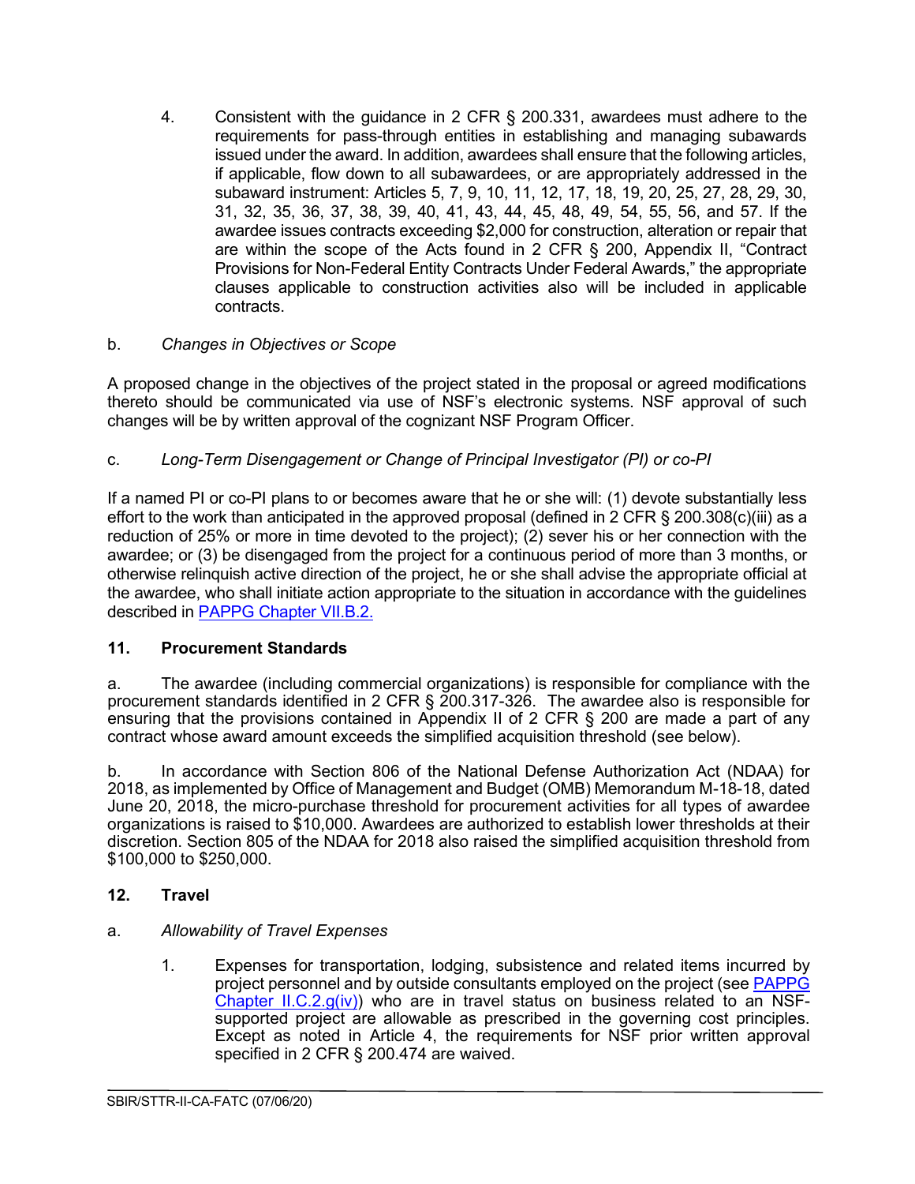4. Consistent with the guidance in 2 CFR § 200.331, awardees must adhere to the requirements for pass-through entities in establishing and managing subawards issued under the award. In addition, awardees shall ensure that the following articles, if applicable, flow down to all subawardees, or are appropriately addressed in the subaward instrument: Articles 5, 7, 9, 10, 11, 12, 17, 18, 19, 20, 25, 27, 28, 29, 30, 31, 32, 35, 36, 37, 38, 39, 40, 41, 43, 44, 45, 48, 49, 54, 55, 56, and 57. If the awardee issues contracts exceeding $2,000 for construction, alteration or repair that are within the scope of the Acts found in 2 CFR § 200, Appendix II, "Contract Provisions for Non-Federal Entity Contracts Under Federal Awards," the appropriate clauses applicable to construction activities also will be included in applicable contracts.

b. *Changes in Objectives or Scope*

A proposed change in the objectives of the project stated in the proposal or agreed modifications thereto should be communicated via use of NSF's electronic systems. NSF approval of such changes will be by written approval of the cognizant NSF Program Officer.

c. *Long-Term Disengagement or Change of Principal Investigator (PI) or co-PI*

If a named PI or co-PI plans to or becomes aware that he or she will: (1) devote substantially less effort to the work than anticipated in the approved proposal (defined in 2 CFR § 200.308(c)(iii) as a reduction of 25% or more in time devoted to the project); (2) sever his or her connection with the awardee; or (3) be disengaged from the project for a continuous period of more than 3 months, or otherwise relinquish active direction of the project, he or she shall advise the appropriate official at the awardee, who shall initiate action appropriate to the situation in accordance with the guidelines described in PAPPG Chapter VII.B.2.

## 11. Procurement Standards

a. The awardee (including commercial organizations) is responsible for compliance with the procurement standards identified in 2 CFR § 200.317-326. The awardee also is responsible for ensuring that the provisions contained in Appendix II of 2 CFR § 200 are made a part of any contract whose award amount exceeds the simplified acquisition threshold (see below).

b. In accordance with Section 806 of the National Defense Authorization Act (NDAA) for 2018, as implemented by Office of Management and Budget (OMB) Memorandum M-18-18, dated June 20, 2018, the micro-purchase threshold for procurement activities for all types of awardee organizations is raised to $10,000. Awardees are authorized to establish lower thresholds at their discretion. Section 805 of the NDAA for 2018 also raised the simplified acquisition threshold from $100,000 to $250,000.

## 12. Travel

a. *Allowability of Travel Expenses*

1. Expenses for transportation, lodging, subsistence and related items incurred by project personnel and by outside consultants employed on the project (see PAPPG Chapter II.C.2.g(iv)) who are in travel status on business related to an NSF-supported project are allowable as prescribed in the governing cost principles. Except as noted in Article 4, the requirements for NSF prior written approval specified in 2 CFR § 200.474 are waived.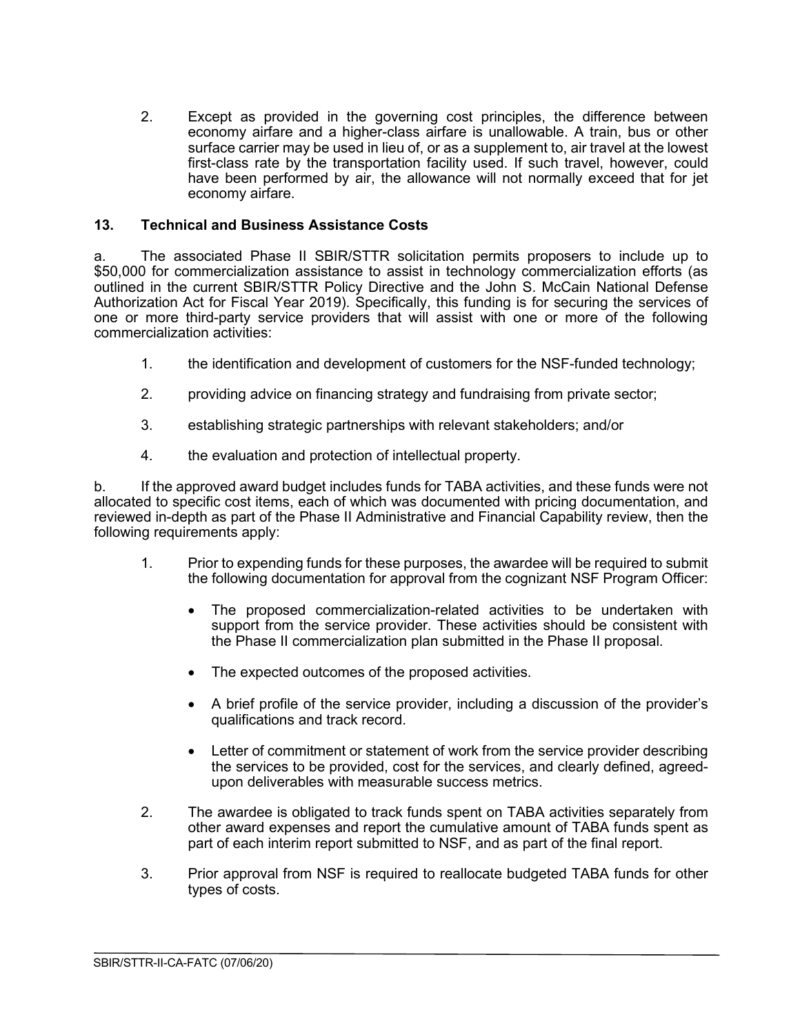2. Except as provided in the governing cost principles, the difference between economy airfare and a higher-class airfare is unallowable. A train, bus or other surface carrier may be used in lieu of, or as a supplement to, air travel at the lowest first-class rate by the transportation facility used. If such travel, however, could have been performed by air, the allowance will not normally exceed that for jet economy airfare.

### 13. Technical and Business Assistance Costs

a. The associated Phase II SBIR/STTR solicitation permits proposers to include up to \$50,000 for commercialization assistance to assist in technology commercialization efforts (as outlined in the current SBIR/STTR Policy Directive and the John S. McCain National Defense Authorization Act for Fiscal Year 2019). Specifically, this funding is for securing the services of one or more third-party service providers that will assist with one or more of the following commercialization activities:

1. the identification and development of customers for the NSF-funded technology;
2. providing advice on financing strategy and fundraising from private sector;
3. establishing strategic partnerships with relevant stakeholders; and/or
4. the evaluation and protection of intellectual property.

b. If the approved award budget includes funds for TABA activities, and these funds were not allocated to specific cost items, each of which was documented with pricing documentation, and reviewed in-depth as part of the Phase II Administrative and Financial Capability review, then the following requirements apply:

1. Prior to expending funds for these purposes, the awardee will be required to submit the following documentation for approval from the cognizant NSF Program Officer:
   - The proposed commercialization-related activities to be undertaken with support from the service provider. These activities should be consistent with the Phase II commercialization plan submitted in the Phase II proposal.
   - The expected outcomes of the proposed activities.
   - A brief profile of the service provider, including a discussion of the provider's qualifications and track record.
   - Letter of commitment or statement of work from the service provider describing the services to be provided, cost for the services, and clearly defined, agreed-upon deliverables with measurable success metrics.
2. The awardee is obligated to track funds spent on TABA activities separately from other award expenses and report the cumulative amount of TABA funds spent as part of each interim report submitted to NSF, and as part of the final report.
3. Prior approval from NSF is required to reallocate budgeted TABA funds for other types of costs.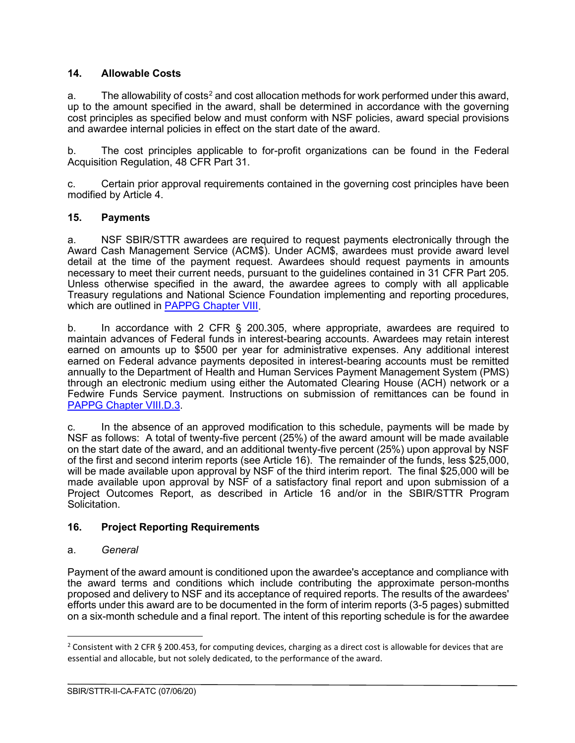## 14. Allowable Costs

a. The allowability of costs[2] and cost allocation methods for work performed under this award, up to the amount specified in the award, shall be determined in accordance with the governing cost principles as specified below and must conform with NSF policies, award special provisions and awardee internal policies in effect on the start date of the award.

b. The cost principles applicable to for-profit organizations can be found in the Federal Acquisition Regulation, 48 CFR Part 31.

c. Certain prior approval requirements contained in the governing cost principles have been modified by Article 4.

## 15. Payments

a. NSF SBIR/STTR awardees are required to request payments electronically through the Award Cash Management Service (ACM$). Under ACM$, awardees must provide award level detail at the time of the payment request. Awardees should request payments in amounts necessary to meet their current needs, pursuant to the guidelines contained in 31 CFR Part 205. Unless otherwise specified in the award, the awardee agrees to comply with all applicable Treasury regulations and National Science Foundation implementing and reporting procedures, which are outlined in PAPPG Chapter VIII.

b. In accordance with 2 CFR § 200.305, where appropriate, awardees are required to maintain advances of Federal funds in interest-bearing accounts. Awardees may retain interest earned on amounts up to $500 per year for administrative expenses. Any additional interest earned on Federal advance payments deposited in interest-bearing accounts must be remitted annually to the Department of Health and Human Services Payment Management System (PMS) through an electronic medium using either the Automated Clearing House (ACH) network or a Fedwire Funds Service payment. Instructions on submission of remittances can be found in PAPPG Chapter VIII.D.3.

c. In the absence of an approved modification to this schedule, payments will be made by NSF as follows: A total of twenty-five percent (25%) of the award amount will be made available on the start date of the award, and an additional twenty-five percent (25%) upon approval by NSF of the first and second interim reports (see Article 16). The remainder of the funds, less $25,000, will be made available upon approval by NSF of the third interim report. The final $25,000 will be made available upon approval by NSF of a satisfactory final report and upon submission of a Project Outcomes Report, as described in Article 16 and/or in the SBIR/STTR Program Solicitation.

## 16. Project Reporting Requirements

a. *General*

Payment of the award amount is conditioned upon the awardee's acceptance and compliance with the award terms and conditions which include contributing the approximate person-months proposed and delivery to NSF and its acceptance of required reports. The results of the awardees' efforts under this award are to be documented in the form of interim reports (3-5 pages) submitted on a six-month schedule and a final report. The intent of this reporting schedule is for the awardee

[2] Consistent with 2 CFR § 200.453, for computing devices, charging as a direct cost is allowable for devices that are essential and allocable, but not solely dedicated, to the performance of the award.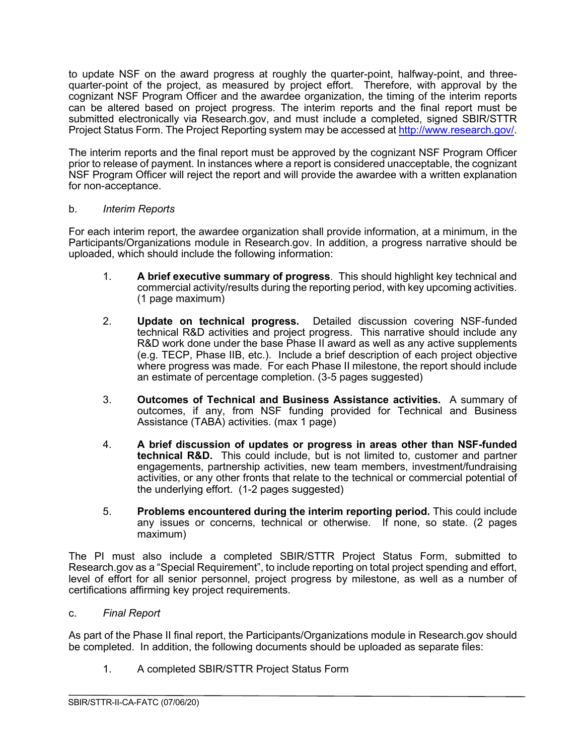to update NSF on the award progress at roughly the quarter-point, halfway-point, and three-quarter-point of the project, as measured by project effort. Therefore, with approval by the cognizant NSF Program Officer and the awardee organization, the timing of the interim reports can be altered based on project progress. The interim reports and the final report must be submitted electronically via Research.gov, and must include a completed, signed SBIR/STTR Project Status Form. The Project Reporting system may be accessed at http://www.research.gov/.

The interim reports and the final report must be approved by the cognizant NSF Program Officer prior to release of payment. In instances where a report is considered unacceptable, the cognizant NSF Program Officer will reject the report and will provide the awardee with a written explanation for non-acceptance.

b. *Interim Reports*

For each interim report, the awardee organization shall provide information, at a minimum, in the Participants/Organizations module in Research.gov. In addition, a progress narrative should be uploaded, which should include the following information:

1. **A brief executive summary of progress**. This should highlight key technical and commercial activity/results during the reporting period, with key upcoming activities. (1 page maximum)

2. **Update on technical progress.** Detailed discussion covering NSF-funded technical R&D activities and project progress. This narrative should include any R&D work done under the base Phase II award as well as any active supplements (e.g. TECP, Phase IIB, etc.). Include a brief description of each project objective where progress was made. For each Phase II milestone, the report should include an estimate of percentage completion. (3-5 pages suggested)

3. **Outcomes of Technical and Business Assistance activities.** A summary of outcomes, if any, from NSF funding provided for Technical and Business Assistance (TABA) activities. (max 1 page)

4. **A brief discussion of updates or progress in areas other than NSF-funded technical R&D.** This could include, but is not limited to, customer and partner engagements, partnership activities, new team members, investment/fundraising activities, or any other fronts that relate to the technical or commercial potential of the underlying effort. (1-2 pages suggested)

5. **Problems encountered during the interim reporting period.** This could include any issues or concerns, technical or otherwise. If none, so state. (2 pages maximum)

The PI must also include a completed SBIR/STTR Project Status Form, submitted to Research.gov as a "Special Requirement", to include reporting on total project spending and effort, level of effort for all senior personnel, project progress by milestone, as well as a number of certifications affirming key project requirements.

c. *Final Report*

As part of the Phase II final report, the Participants/Organizations module in Research.gov should be completed. In addition, the following documents should be uploaded as separate files:

1. A completed SBIR/STTR Project Status Form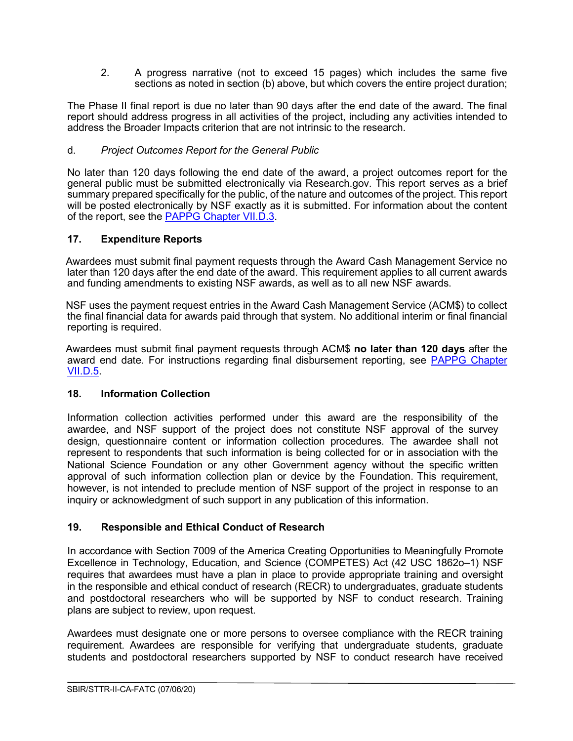2. A progress narrative (not to exceed 15 pages) which includes the same five sections as noted in section (b) above, but which covers the entire project duration;

The Phase II final report is due no later than 90 days after the end date of the award. The final report should address progress in all activities of the project, including any activities intended to address the Broader Impacts criterion that are not intrinsic to the research.

d. *Project Outcomes Report for the General Public*

No later than 120 days following the end date of the award, a project outcomes report for the general public must be submitted electronically via Research.gov. This report serves as a brief summary prepared specifically for the public, of the nature and outcomes of the project. This report will be posted electronically by NSF exactly as it is submitted. For information about the content of the report, see the [PAPPG Chapter VII.D.3](#).

### 17. Expenditure Reports

Awardees must submit final payment requests through the Award Cash Management Service no later than 120 days after the end date of the award. This requirement applies to all current awards and funding amendments to existing NSF awards, as well as to all new NSF awards.

NSF uses the payment request entries in the Award Cash Management Service (ACM$) to collect the final financial data for awards paid through that system. No additional interim or final financial reporting is required.

Awardees must submit final payment requests through ACM$ **no later than 120 days** after the award end date. For instructions regarding final disbursement reporting, see [PAPPG Chapter VII.D.5](#).

### 18. Information Collection

Information collection activities performed under this award are the responsibility of the awardee, and NSF support of the project does not constitute NSF approval of the survey design, questionnaire content or information collection procedures. The awardee shall not represent to respondents that such information is being collected for or in association with the National Science Foundation or any other Government agency without the specific written approval of such information collection plan or device by the Foundation. This requirement, however, is not intended to preclude mention of NSF support of the project in response to an inquiry or acknowledgment of such support in any publication of this information.

### 19. Responsible and Ethical Conduct of Research

In accordance with Section 7009 of the America Creating Opportunities to Meaningfully Promote Excellence in Technology, Education, and Science (COMPETES) Act (42 USC 1862o–1) NSF requires that awardees must have a plan in place to provide appropriate training and oversight in the responsible and ethical conduct of research (RECR) to undergraduates, graduate students and postdoctoral researchers who will be supported by NSF to conduct research. Training plans are subject to review, upon request.

Awardees must designate one or more persons to oversee compliance with the RECR training requirement. Awardees are responsible for verifying that undergraduate students, graduate students and postdoctoral researchers supported by NSF to conduct research have received

SBIR/STTR-II-CA-FATC (07/06/20)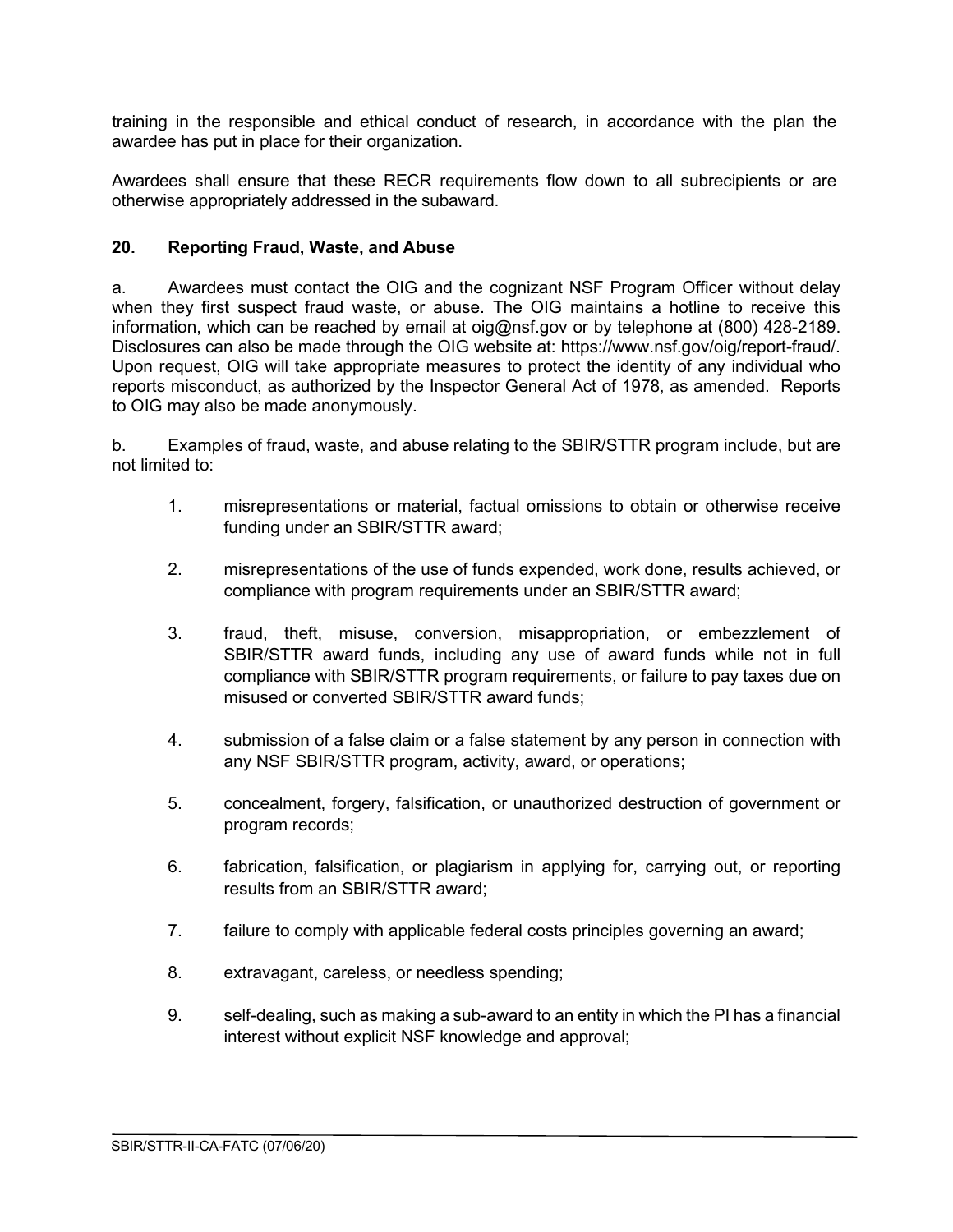training in the responsible and ethical conduct of research, in accordance with the plan the awardee has put in place for their organization.

Awardees shall ensure that these RECR requirements flow down to all subrecipients or are otherwise appropriately addressed in the subaward.

### 20. Reporting Fraud, Waste, and Abuse

a. Awardees must contact the OIG and the cognizant NSF Program Officer without delay when they first suspect fraud waste, or abuse. The OIG maintains a hotline to receive this information, which can be reached by email at oig@nsf.gov or by telephone at (800) 428-2189. Disclosures can also be made through the OIG website at: https://www.nsf.gov/oig/report-fraud/. Upon request, OIG will take appropriate measures to protect the identity of any individual who reports misconduct, as authorized by the Inspector General Act of 1978, as amended. Reports to OIG may also be made anonymously.

b. Examples of fraud, waste, and abuse relating to the SBIR/STTR program include, but are not limited to:

1. misrepresentations or material, factual omissions to obtain or otherwise receive funding under an SBIR/STTR award;

2. misrepresentations of the use of funds expended, work done, results achieved, or compliance with program requirements under an SBIR/STTR award;

3. fraud, theft, misuse, conversion, misappropriation, or embezzlement of SBIR/STTR award funds, including any use of award funds while not in full compliance with SBIR/STTR program requirements, or failure to pay taxes due on misused or converted SBIR/STTR award funds;

4. submission of a false claim or a false statement by any person in connection with any NSF SBIR/STTR program, activity, award, or operations;

5. concealment, forgery, falsification, or unauthorized destruction of government or program records;

6. fabrication, falsification, or plagiarism in applying for, carrying out, or reporting results from an SBIR/STTR award;

7. failure to comply with applicable federal costs principles governing an award;

8. extravagant, careless, or needless spending;

9. self-dealing, such as making a sub-award to an entity in which the PI has a financial interest without explicit NSF knowledge and approval;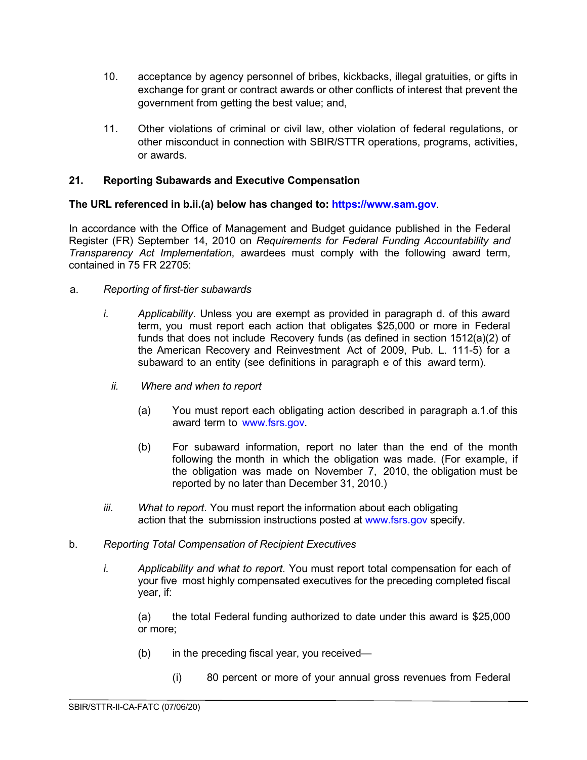10. acceptance by agency personnel of bribes, kickbacks, illegal gratuities, or gifts in exchange for grant or contract awards or other conflicts of interest that prevent the government from getting the best value; and,

11. Other violations of criminal or civil law, other violation of federal regulations, or other misconduct in connection with SBIR/STTR operations, programs, activities, or awards.

## 21. Reporting Subawards and Executive Compensation

**The URL referenced in b.ii.(a) below has changed to: https://www.sam.gov**.

In accordance with the Office of Management and Budget guidance published in the Federal Register (FR) September 14, 2010 on *Requirements for Federal Funding Accountability and Transparency Act Implementation*, awardees must comply with the following award term, contained in 75 FR 22705:

a. *Reporting of first-tier subawards*

*i.* *Applicability*. Unless you are exempt as provided in paragraph d. of this award term, you must report each action that obligates $25,000 or more in Federal funds that does not include Recovery funds (as defined in section 1512(a)(2) of the American Recovery and Reinvestment Act of 2009, Pub. L. 111-5) for a subaward to an entity (see definitions in paragraph e of this award term).

*ii.* *Where and when to report*

(a) You must report each obligating action described in paragraph a.1.of this award term to www.fsrs.gov.

(b) For subaward information, report no later than the end of the month following the month in which the obligation was made. (For example, if the obligation was made on November 7, 2010, the obligation must be reported by no later than December 31, 2010.)

*iii.* *What to report*. You must report the information about each obligating action that the submission instructions posted at www.fsrs.gov specify.

b. *Reporting Total Compensation of Recipient Executives*

*i.* *Applicability and what to report*. You must report total compensation for each of your five most highly compensated executives for the preceding completed fiscal year, if:

(a) the total Federal funding authorized to date under this award is $25,000 or more;

(b) in the preceding fiscal year, you received—

(i) 80 percent or more of your annual gross revenues from Federal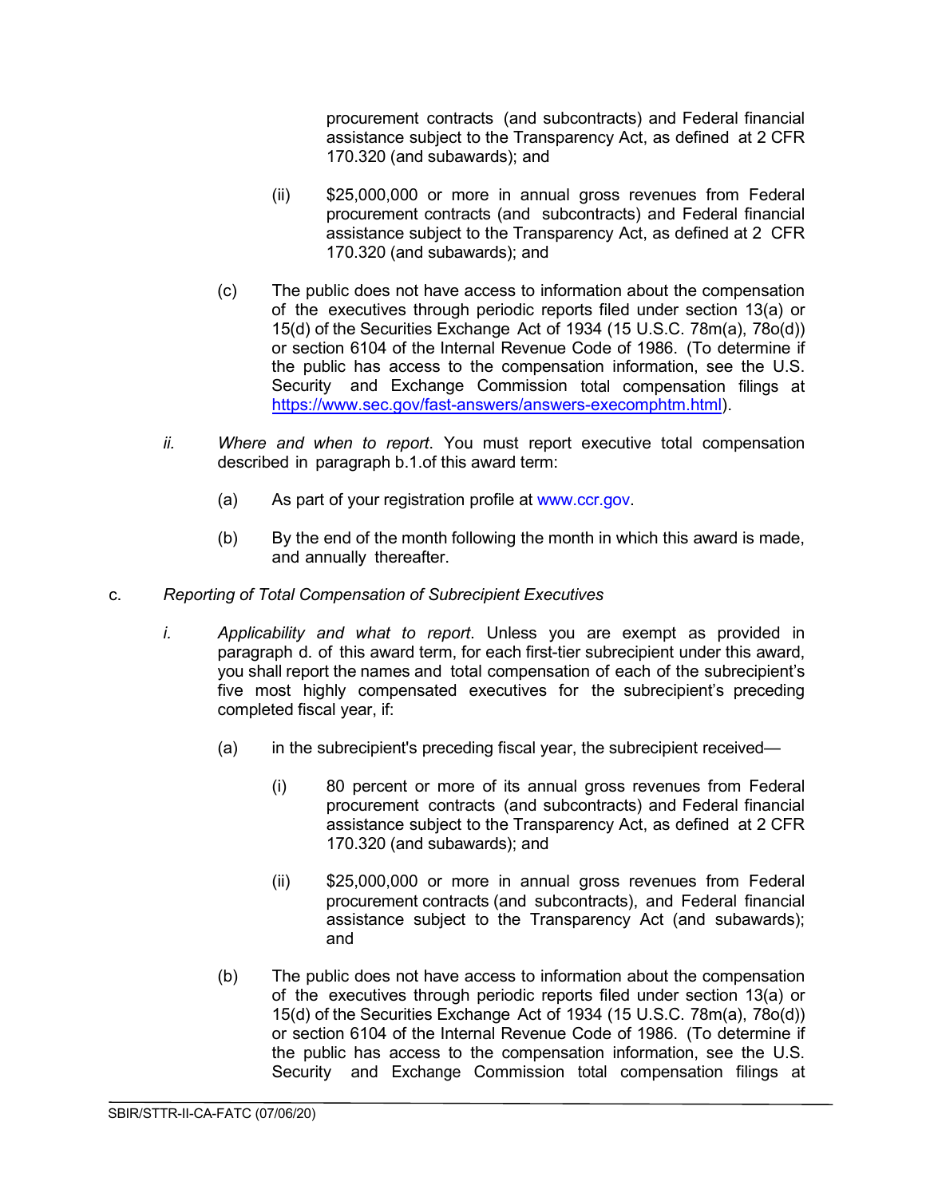procurement contracts (and subcontracts) and Federal financial assistance subject to the Transparency Act, as defined at 2 CFR 170.320 (and subawards); and

(ii) $25,000,000 or more in annual gross revenues from Federal procurement contracts (and subcontracts) and Federal financial assistance subject to the Transparency Act, as defined at 2 CFR 170.320 (and subawards); and

(c) The public does not have access to information about the compensation of the executives through periodic reports filed under section 13(a) or 15(d) of the Securities Exchange Act of 1934 (15 U.S.C. 78m(a), 78o(d)) or section 6104 of the Internal Revenue Code of 1986. (To determine if the public has access to the compensation information, see the U.S. Security and Exchange Commission total compensation filings at https://www.sec.gov/fast-answers/answers-execomphtm.html).

*ii.* *Where and when to report*. You must report executive total compensation described in paragraph b.1.of this award term:

(a) As part of your registration profile at www.ccr.gov.

(b) By the end of the month following the month in which this award is made, and annually thereafter.

c. *Reporting of Total Compensation of Subrecipient Executives*

*i.* *Applicability and what to report*. Unless you are exempt as provided in paragraph d. of this award term, for each first-tier subrecipient under this award, you shall report the names and total compensation of each of the subrecipient's five most highly compensated executives for the subrecipient's preceding completed fiscal year, if:

(a) in the subrecipient's preceding fiscal year, the subrecipient received—

(i) 80 percent or more of its annual gross revenues from Federal procurement contracts (and subcontracts) and Federal financial assistance subject to the Transparency Act, as defined at 2 CFR 170.320 (and subawards); and

(ii) $25,000,000 or more in annual gross revenues from Federal procurement contracts (and subcontracts), and Federal financial assistance subject to the Transparency Act (and subawards); and

(b) The public does not have access to information about the compensation of the executives through periodic reports filed under section 13(a) or 15(d) of the Securities Exchange Act of 1934 (15 U.S.C. 78m(a), 78o(d)) or section 6104 of the Internal Revenue Code of 1986. (To determine if the public has access to the compensation information, see the U.S. Security and Exchange Commission total compensation filings at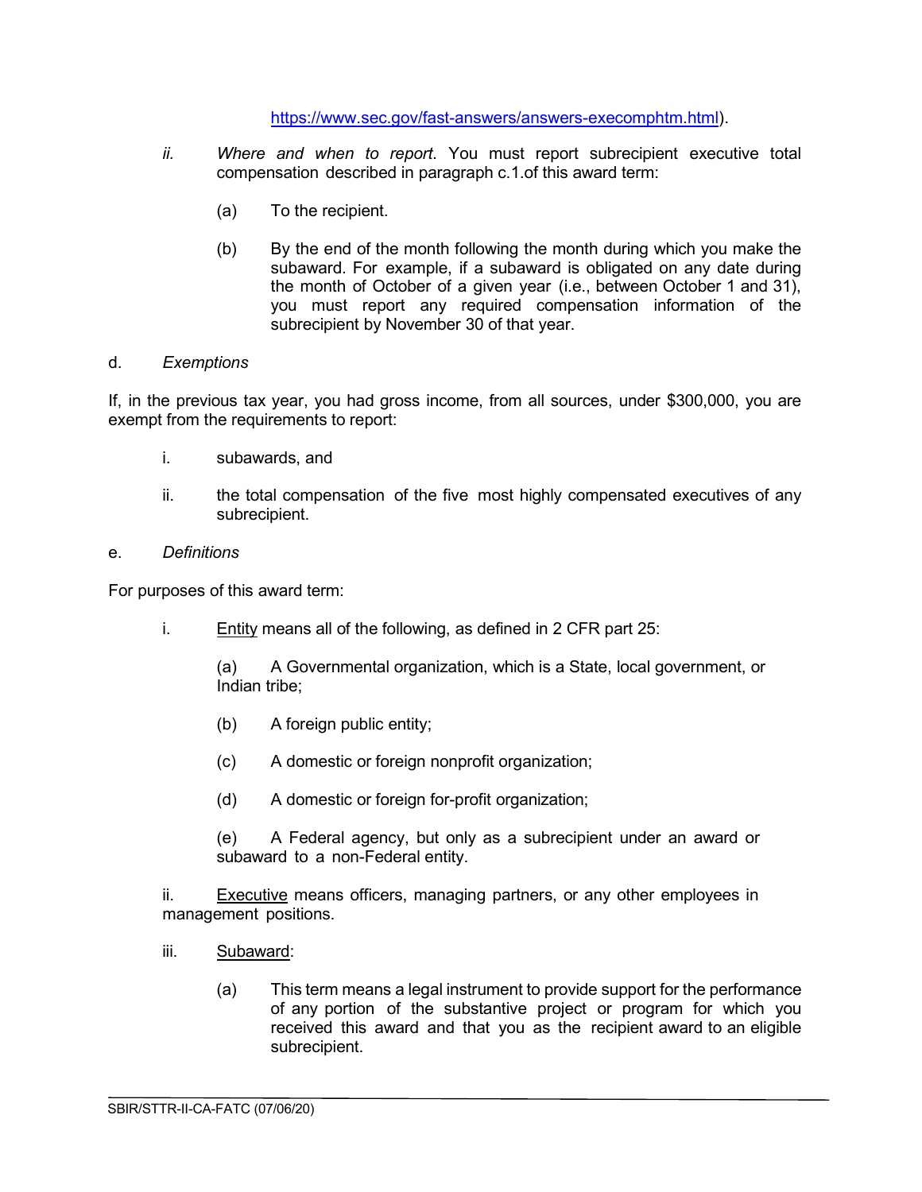https://www.sec.gov/fast-answers/answers-execomphtm.html).

*ii.* *Where and when to report*. You must report subrecipient executive total compensation described in paragraph c.1.of this award term:

(a) To the recipient.

(b) By the end of the month following the month during which you make the subaward. For example, if a subaward is obligated on any date during the month of October of a given year (i.e., between October 1 and 31), you must report any required compensation information of the subrecipient by November 30 of that year.

d. *Exemptions*

If, in the previous tax year, you had gross income, from all sources, under $300,000, you are exempt from the requirements to report:

i. subawards, and

ii. the total compensation of the five most highly compensated executives of any subrecipient.

e. *Definitions*

For purposes of this award term:

i. Entity means all of the following, as defined in 2 CFR part 25:

(a) A Governmental organization, which is a State, local government, or Indian tribe;

(b) A foreign public entity;

(c) A domestic or foreign nonprofit organization;

(d) A domestic or foreign for-profit organization;

(e) A Federal agency, but only as a subrecipient under an award or subaward to a non-Federal entity.

ii. Executive means officers, managing partners, or any other employees in management positions.

iii. Subaward:

(a) This term means a legal instrument to provide support for the performance of any portion of the substantive project or program for which you received this award and that you as the recipient award to an eligible subrecipient.

SBIR/STTR-II-CA-FATC (07/06/20)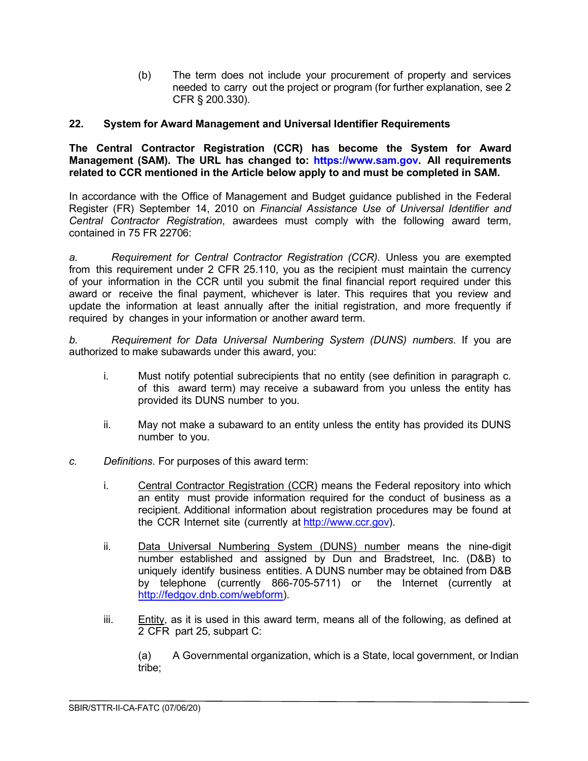(b) The term does not include your procurement of property and services needed to carry out the project or program (for further explanation, see 2 CFR § 200.330).

## 22. System for Award Management and Universal Identifier Requirements

**The Central Contractor Registration (CCR) has become the System for Award Management (SAM). The URL has changed to: https://www.sam.gov. All requirements related to CCR mentioned in the Article below apply to and must be completed in SAM.**

In accordance with the Office of Management and Budget guidance published in the Federal Register (FR) September 14, 2010 on *Financial Assistance Use of Universal Identifier and Central Contractor Registration*, awardees must comply with the following award term, contained in 75 FR 22706:

*a. Requirement for Central Contractor Registration (CCR).* Unless you are exempted from this requirement under 2 CFR 25.110, you as the recipient must maintain the currency of your information in the CCR until you submit the final financial report required under this award or receive the final payment, whichever is later. This requires that you review and update the information at least annually after the initial registration, and more frequently if required by changes in your information or another award term.

*b. Requirement for Data Universal Numbering System (DUNS) numbers.* If you are authorized to make subawards under this award, you:

i. Must notify potential subrecipients that no entity (see definition in paragraph c. of this award term) may receive a subaward from you unless the entity has provided its DUNS number to you.

ii. May not make a subaward to an entity unless the entity has provided its DUNS number to you.

*c. Definitions.* For purposes of this award term:

i. Central Contractor Registration (CCR) means the Federal repository into which an entity must provide information required for the conduct of business as a recipient. Additional information about registration procedures may be found at the CCR Internet site (currently at http://www.ccr.gov).

ii. Data Universal Numbering System (DUNS) number means the nine-digit number established and assigned by Dun and Bradstreet, Inc. (D&B) to uniquely identify business entities. A DUNS number may be obtained from D&B by telephone (currently 866-705-5711) or the Internet (currently at http://fedgov.dnb.com/webform).

iii. Entity, as it is used in this award term, means all of the following, as defined at 2 CFR part 25, subpart C:

(a) A Governmental organization, which is a State, local government, or Indian tribe;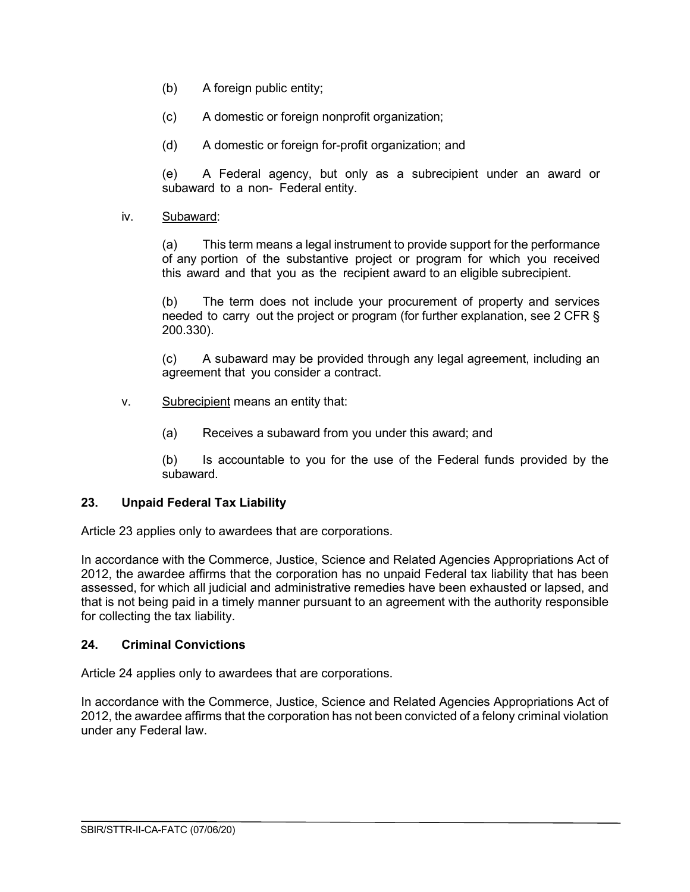(b) A foreign public entity;

(c) A domestic or foreign nonprofit organization;

(d) A domestic or foreign for-profit organization; and

(e) A Federal agency, but only as a subrecipient under an award or subaward to a non- Federal entity.

iv. Subaward:

(a) This term means a legal instrument to provide support for the performance of any portion of the substantive project or program for which you received this award and that you as the recipient award to an eligible subrecipient.

(b) The term does not include your procurement of property and services needed to carry out the project or program (for further explanation, see 2 CFR § 200.330).

(c) A subaward may be provided through any legal agreement, including an agreement that you consider a contract.

v. Subrecipient means an entity that:

(a) Receives a subaward from you under this award; and

(b) Is accountable to you for the use of the Federal funds provided by the subaward.

### 23. Unpaid Federal Tax Liability

Article 23 applies only to awardees that are corporations.

In accordance with the Commerce, Justice, Science and Related Agencies Appropriations Act of 2012, the awardee affirms that the corporation has no unpaid Federal tax liability that has been assessed, for which all judicial and administrative remedies have been exhausted or lapsed, and that is not being paid in a timely manner pursuant to an agreement with the authority responsible for collecting the tax liability.

### 24. Criminal Convictions

Article 24 applies only to awardees that are corporations.

In accordance with the Commerce, Justice, Science and Related Agencies Appropriations Act of 2012, the awardee affirms that the corporation has not been convicted of a felony criminal violation under any Federal law.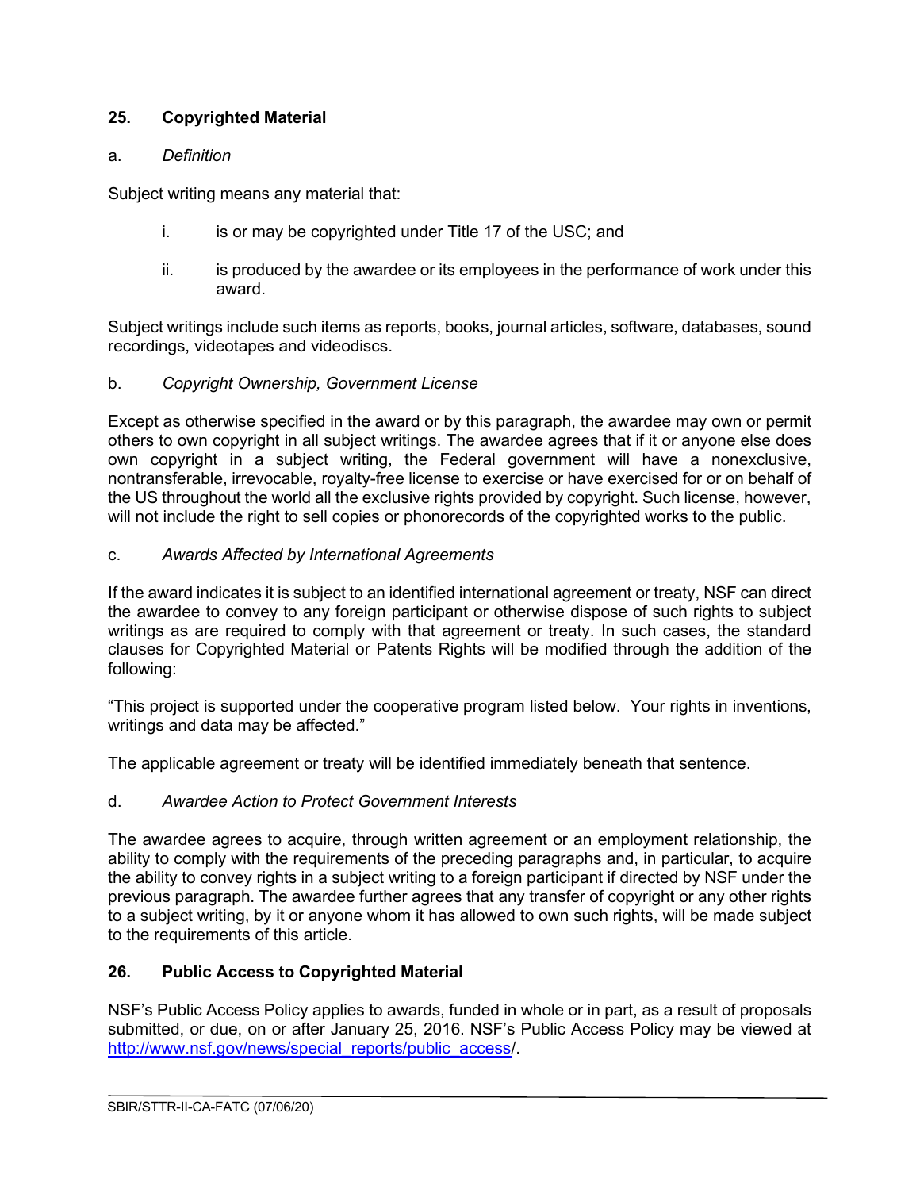## 25. Copyrighted Material

a. *Definition*

Subject writing means any material that:

i. is or may be copyrighted under Title 17 of the USC; and

ii. is produced by the awardee or its employees in the performance of work under this award.

Subject writings include such items as reports, books, journal articles, software, databases, sound recordings, videotapes and videodiscs.

b. *Copyright Ownership, Government License*

Except as otherwise specified in the award or by this paragraph, the awardee may own or permit others to own copyright in all subject writings. The awardee agrees that if it or anyone else does own copyright in a subject writing, the Federal government will have a nonexclusive, nontransferable, irrevocable, royalty-free license to exercise or have exercised for or on behalf of the US throughout the world all the exclusive rights provided by copyright. Such license, however, will not include the right to sell copies or phonorecords of the copyrighted works to the public.

c. *Awards Affected by International Agreements*

If the award indicates it is subject to an identified international agreement or treaty, NSF can direct the awardee to convey to any foreign participant or otherwise dispose of such rights to subject writings as are required to comply with that agreement or treaty. In such cases, the standard clauses for Copyrighted Material or Patents Rights will be modified through the addition of the following:

"This project is supported under the cooperative program listed below. Your rights in inventions, writings and data may be affected."

The applicable agreement or treaty will be identified immediately beneath that sentence.

d. *Awardee Action to Protect Government Interests*

The awardee agrees to acquire, through written agreement or an employment relationship, the ability to comply with the requirements of the preceding paragraphs and, in particular, to acquire the ability to convey rights in a subject writing to a foreign participant if directed by NSF under the previous paragraph. The awardee further agrees that any transfer of copyright or any other rights to a subject writing, by it or anyone whom it has allowed to own such rights, will be made subject to the requirements of this article.

## 26. Public Access to Copyrighted Material

NSF's Public Access Policy applies to awards, funded in whole or in part, as a result of proposals submitted, or due, on or after January 25, 2016. NSF's Public Access Policy may be viewed at http://www.nsf.gov/news/special_reports/public_access/.

SBIR/STTR-II-CA-FATC (07/06/20)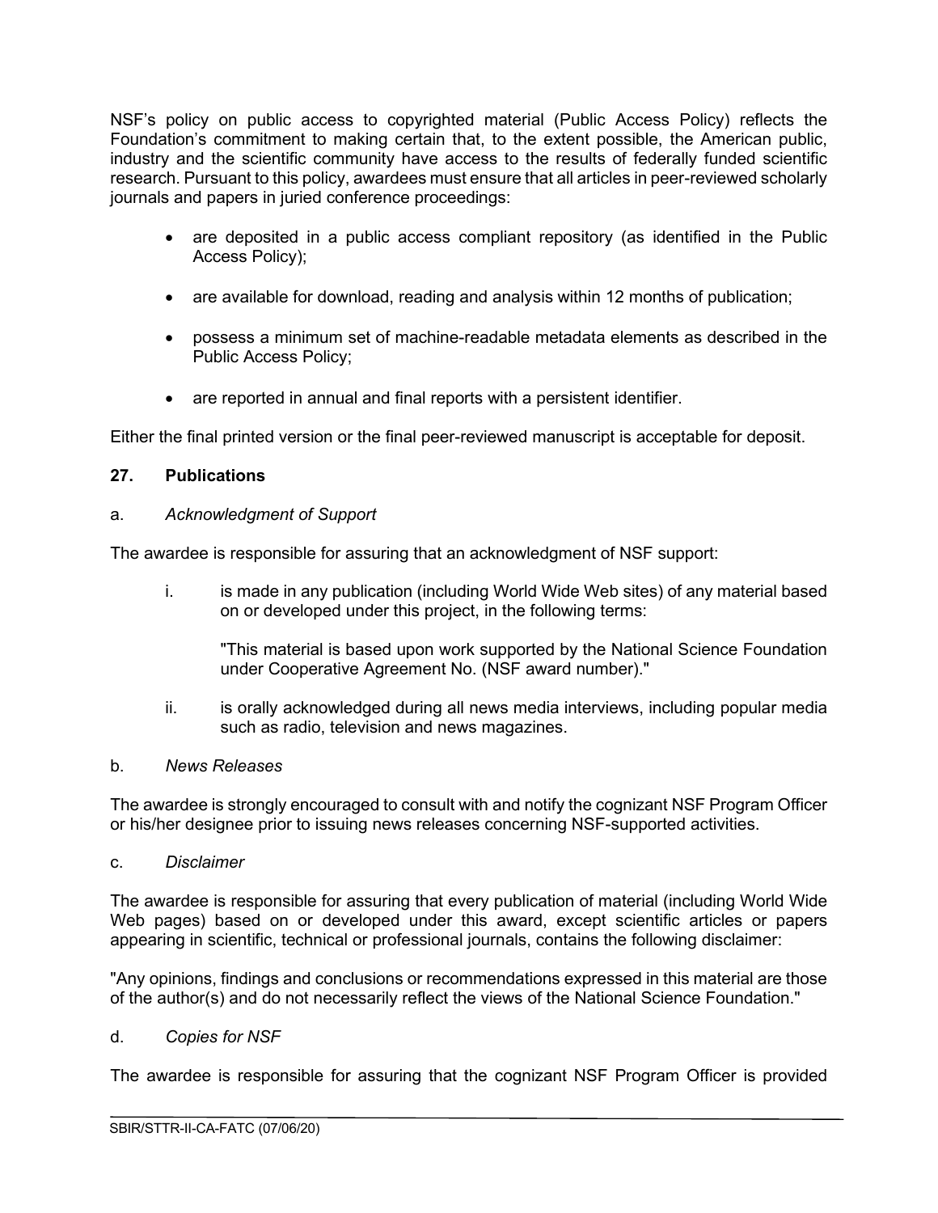NSF's policy on public access to copyrighted material (Public Access Policy) reflects the Foundation's commitment to making certain that, to the extent possible, the American public, industry and the scientific community have access to the results of federally funded scientific research. Pursuant to this policy, awardees must ensure that all articles in peer-reviewed scholarly journals and papers in juried conference proceedings:

- are deposited in a public access compliant repository (as identified in the Public Access Policy);
- are available for download, reading and analysis within 12 months of publication;
- possess a minimum set of machine-readable metadata elements as described in the Public Access Policy;
- are reported in annual and final reports with a persistent identifier.

Either the final printed version or the final peer-reviewed manuscript is acceptable for deposit.

### 27. Publications

a. *Acknowledgment of Support*

The awardee is responsible for assuring that an acknowledgment of NSF support:

i. is made in any publication (including World Wide Web sites) of any material based on or developed under this project, in the following terms:

   "This material is based upon work supported by the National Science Foundation under Cooperative Agreement No. (NSF award number)."

ii. is orally acknowledged during all news media interviews, including popular media such as radio, television and news magazines.

b. *News Releases*

The awardee is strongly encouraged to consult with and notify the cognizant NSF Program Officer or his/her designee prior to issuing news releases concerning NSF-supported activities.

c. *Disclaimer*

The awardee is responsible for assuring that every publication of material (including World Wide Web pages) based on or developed under this award, except scientific articles or papers appearing in scientific, technical or professional journals, contains the following disclaimer:

"Any opinions, findings and conclusions or recommendations expressed in this material are those of the author(s) and do not necessarily reflect the views of the National Science Foundation."

d. *Copies for NSF*

The awardee is responsible for assuring that the cognizant NSF Program Officer is provided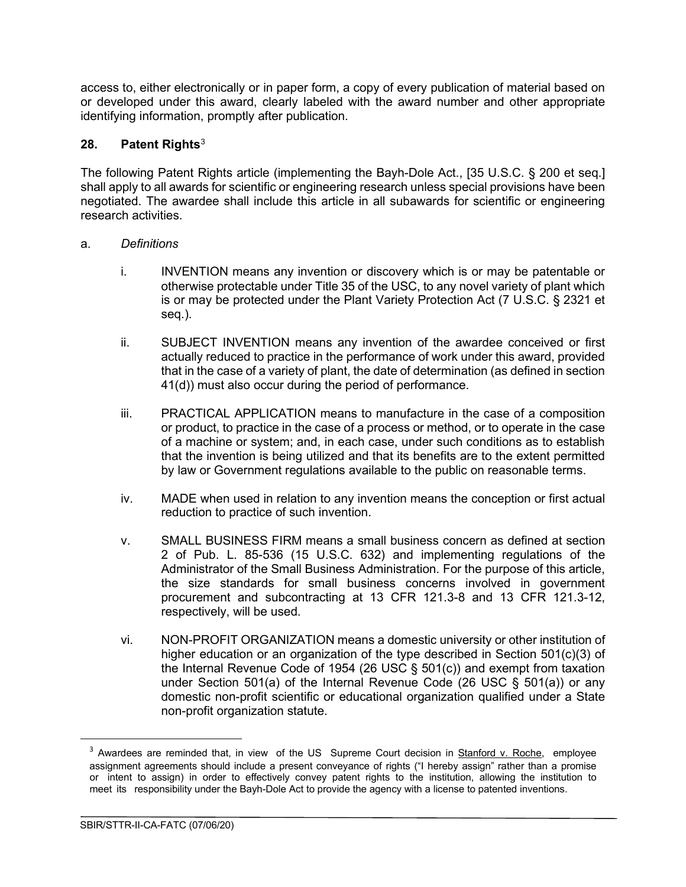access to, either electronically or in paper form, a copy of every publication of material based on or developed under this award, clearly labeled with the award number and other appropriate identifying information, promptly after publication.

## 28. Patent Rights[3]

The following Patent Rights article (implementing the Bayh-Dole Act., [35 U.S.C. § 200 et seq.] shall apply to all awards for scientific or engineering research unless special provisions have been negotiated. The awardee shall include this article in all subawards for scientific or engineering research activities.

a. *Definitions*

   i. INVENTION means any invention or discovery which is or may be patentable or otherwise protectable under Title 35 of the USC, to any novel variety of plant which is or may be protected under the Plant Variety Protection Act (7 U.S.C. § 2321 et seq.).

   ii. SUBJECT INVENTION means any invention of the awardee conceived or first actually reduced to practice in the performance of work under this award, provided that in the case of a variety of plant, the date of determination (as defined in section 41(d)) must also occur during the period of performance.

   iii. PRACTICAL APPLICATION means to manufacture in the case of a composition or product, to practice in the case of a process or method, or to operate in the case of a machine or system; and, in each case, under such conditions as to establish that the invention is being utilized and that its benefits are to the extent permitted by law or Government regulations available to the public on reasonable terms.

   iv. MADE when used in relation to any invention means the conception or first actual reduction to practice of such invention.

   v. SMALL BUSINESS FIRM means a small business concern as defined at section 2 of Pub. L. 85-536 (15 U.S.C. 632) and implementing regulations of the Administrator of the Small Business Administration. For the purpose of this article, the size standards for small business concerns involved in government procurement and subcontracting at 13 CFR 121.3-8 and 13 CFR 121.3-12, respectively, will be used.

   vi. NON-PROFIT ORGANIZATION means a domestic university or other institution of higher education or an organization of the type described in Section 501(c)(3) of the Internal Revenue Code of 1954 (26 USC § 501(c)) and exempt from taxation under Section 501(a) of the Internal Revenue Code (26 USC § 501(a)) or any domestic non-profit scientific or educational organization qualified under a State non-profit organization statute.

---

[3] Awardees are reminded that, in view of the US Supreme Court decision in Stanford v. Roche, employee assignment agreements should include a present conveyance of rights ("I hereby assign" rather than a promise or intent to assign) in order to effectively convey patent rights to the institution, allowing the institution to meet its responsibility under the Bayh-Dole Act to provide the agency with a license to patented inventions.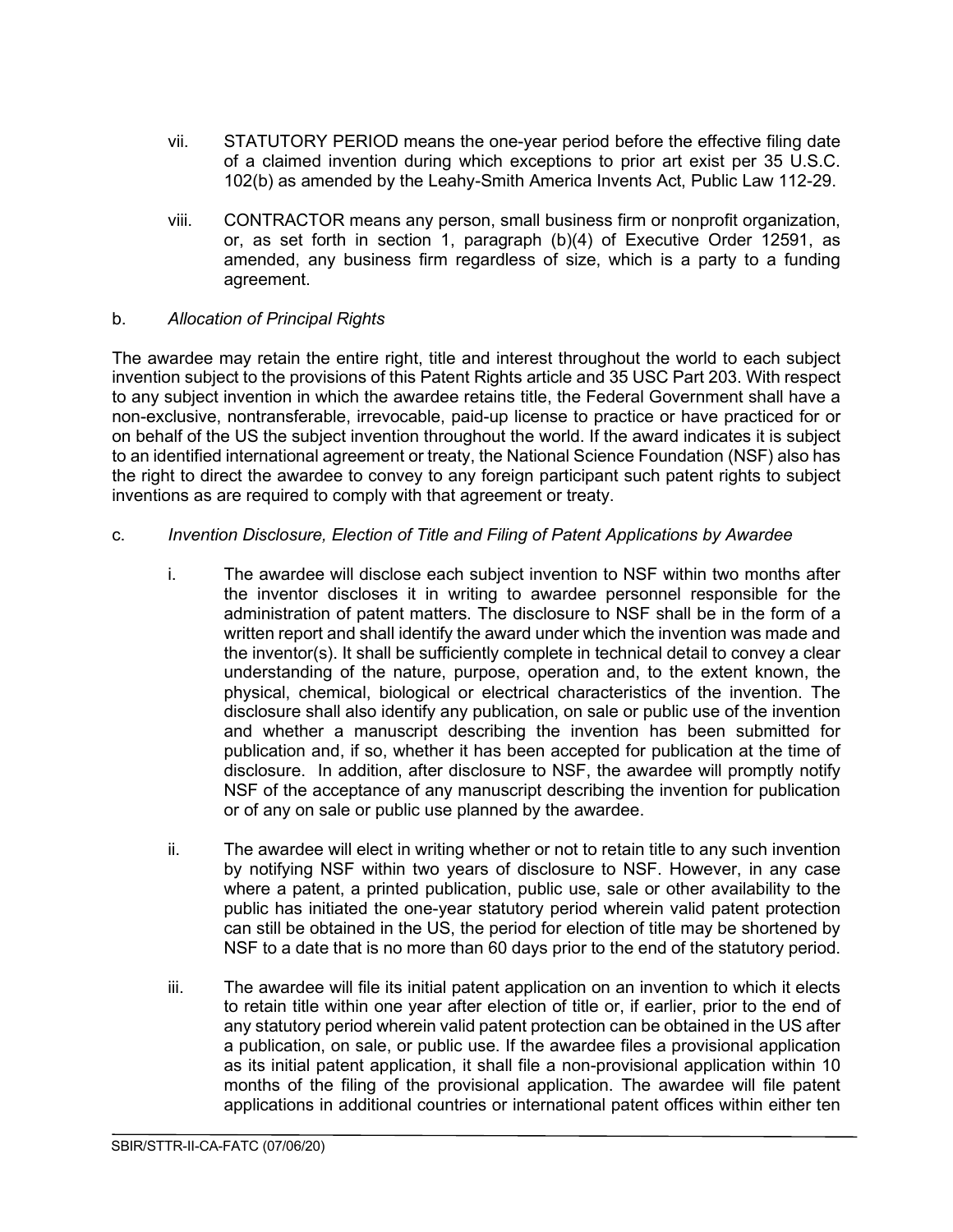vii. STATUTORY PERIOD means the one-year period before the effective filing date of a claimed invention during which exceptions to prior art exist per 35 U.S.C. 102(b) as amended by the Leahy-Smith America Invents Act, Public Law 112-29.

viii. CONTRACTOR means any person, small business firm or nonprofit organization, or, as set forth in section 1, paragraph (b)(4) of Executive Order 12591, as amended, any business firm regardless of size, which is a party to a funding agreement.

b. *Allocation of Principal Rights*

The awardee may retain the entire right, title and interest throughout the world to each subject invention subject to the provisions of this Patent Rights article and 35 USC Part 203. With respect to any subject invention in which the awardee retains title, the Federal Government shall have a non-exclusive, nontransferable, irrevocable, paid-up license to practice or have practiced for or on behalf of the US the subject invention throughout the world. If the award indicates it is subject to an identified international agreement or treaty, the National Science Foundation (NSF) also has the right to direct the awardee to convey to any foreign participant such patent rights to subject inventions as are required to comply with that agreement or treaty.

c. *Invention Disclosure, Election of Title and Filing of Patent Applications by Awardee*

i. The awardee will disclose each subject invention to NSF within two months after the inventor discloses it in writing to awardee personnel responsible for the administration of patent matters. The disclosure to NSF shall be in the form of a written report and shall identify the award under which the invention was made and the inventor(s). It shall be sufficiently complete in technical detail to convey a clear understanding of the nature, purpose, operation and, to the extent known, the physical, chemical, biological or electrical characteristics of the invention. The disclosure shall also identify any publication, on sale or public use of the invention and whether a manuscript describing the invention has been submitted for publication and, if so, whether it has been accepted for publication at the time of disclosure. In addition, after disclosure to NSF, the awardee will promptly notify NSF of the acceptance of any manuscript describing the invention for publication or of any on sale or public use planned by the awardee.

ii. The awardee will elect in writing whether or not to retain title to any such invention by notifying NSF within two years of disclosure to NSF. However, in any case where a patent, a printed publication, public use, sale or other availability to the public has initiated the one-year statutory period wherein valid patent protection can still be obtained in the US, the period for election of title may be shortened by NSF to a date that is no more than 60 days prior to the end of the statutory period.

iii. The awardee will file its initial patent application on an invention to which it elects to retain title within one year after election of title or, if earlier, prior to the end of any statutory period wherein valid patent protection can be obtained in the US after a publication, on sale, or public use. If the awardee files a provisional application as its initial patent application, it shall file a non-provisional application within 10 months of the filing of the provisional application. The awardee will file patent applications in additional countries or international patent offices within either ten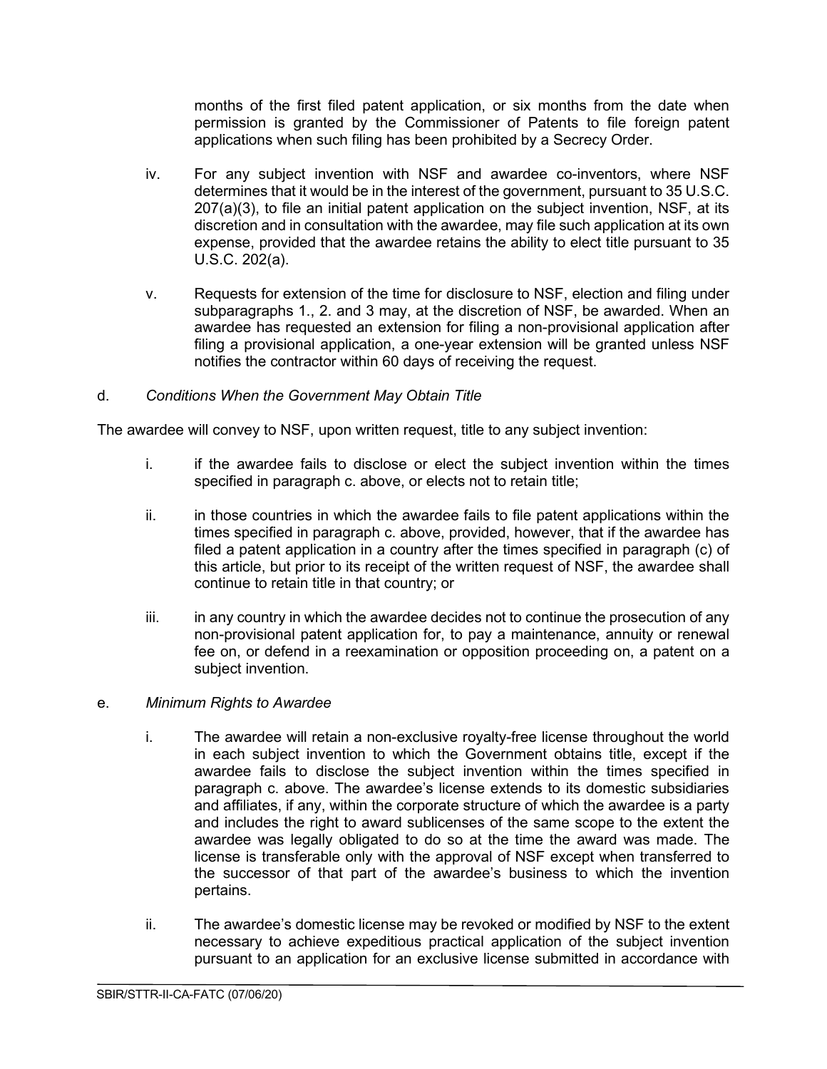months of the first filed patent application, or six months from the date when permission is granted by the Commissioner of Patents to file foreign patent applications when such filing has been prohibited by a Secrecy Order.

iv. For any subject invention with NSF and awardee co-inventors, where NSF determines that it would be in the interest of the government, pursuant to 35 U.S.C. 207(a)(3), to file an initial patent application on the subject invention, NSF, at its discretion and in consultation with the awardee, may file such application at its own expense, provided that the awardee retains the ability to elect title pursuant to 35 U.S.C. 202(a).

v. Requests for extension of the time for disclosure to NSF, election and filing under subparagraphs 1., 2. and 3 may, at the discretion of NSF, be awarded. When an awardee has requested an extension for filing a non-provisional application after filing a provisional application, a one-year extension will be granted unless NSF notifies the contractor within 60 days of receiving the request.

d. *Conditions When the Government May Obtain Title*

The awardee will convey to NSF, upon written request, title to any subject invention:

i. if the awardee fails to disclose or elect the subject invention within the times specified in paragraph c. above, or elects not to retain title;

ii. in those countries in which the awardee fails to file patent applications within the times specified in paragraph c. above, provided, however, that if the awardee has filed a patent application in a country after the times specified in paragraph (c) of this article, but prior to its receipt of the written request of NSF, the awardee shall continue to retain title in that country; or

iii. in any country in which the awardee decides not to continue the prosecution of any non-provisional patent application for, to pay a maintenance, annuity or renewal fee on, or defend in a reexamination or opposition proceeding on, a patent on a subject invention.

e. *Minimum Rights to Awardee*

i. The awardee will retain a non-exclusive royalty-free license throughout the world in each subject invention to which the Government obtains title, except if the awardee fails to disclose the subject invention within the times specified in paragraph c. above. The awardee's license extends to its domestic subsidiaries and affiliates, if any, within the corporate structure of which the awardee is a party and includes the right to award sublicenses of the same scope to the extent the awardee was legally obligated to do so at the time the award was made. The license is transferable only with the approval of NSF except when transferred to the successor of that part of the awardee's business to which the invention pertains.

ii. The awardee's domestic license may be revoked or modified by NSF to the extent necessary to achieve expeditious practical application of the subject invention pursuant to an application for an exclusive license submitted in accordance with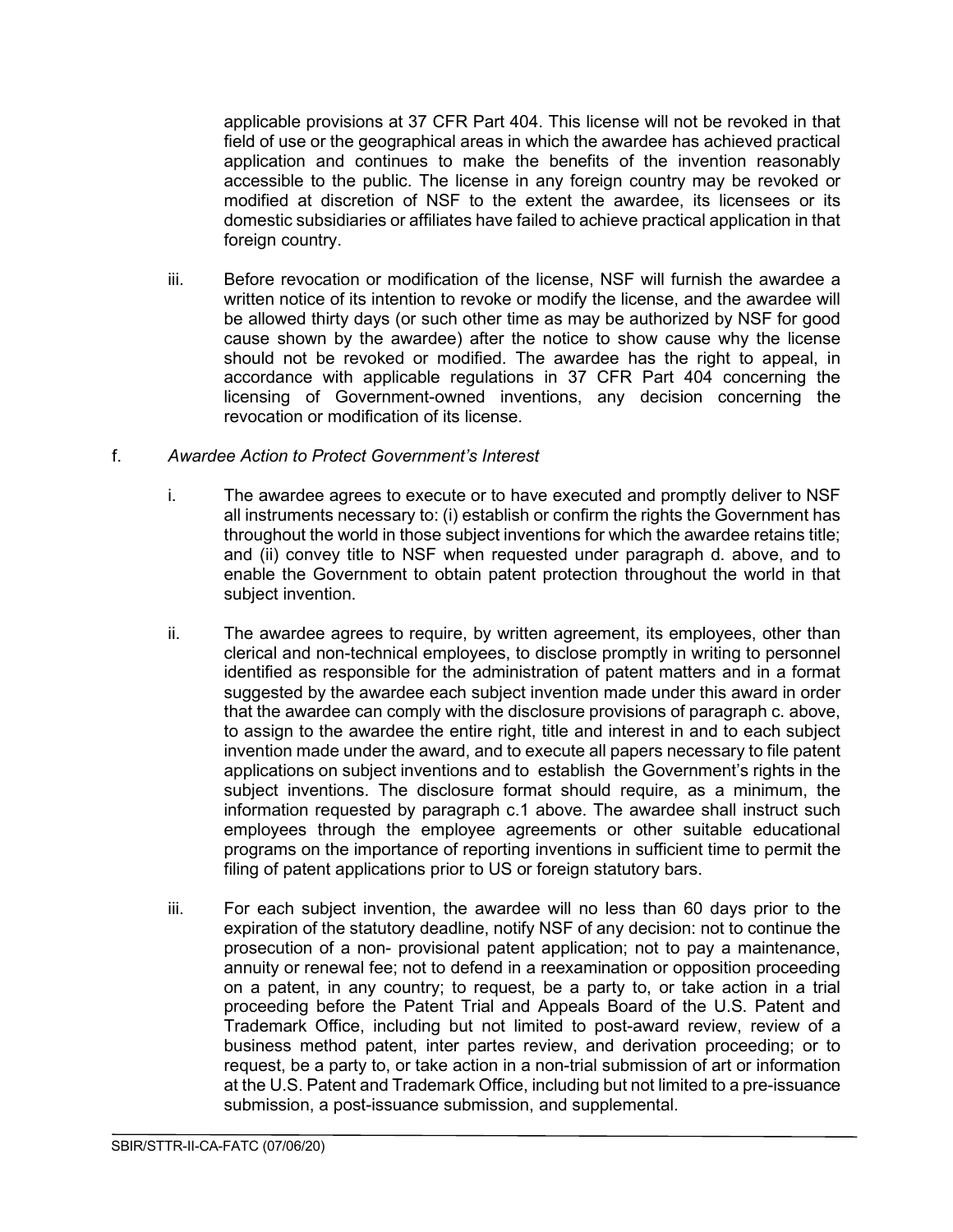applicable provisions at 37 CFR Part 404. This license will not be revoked in that field of use or the geographical areas in which the awardee has achieved practical application and continues to make the benefits of the invention reasonably accessible to the public. The license in any foreign country may be revoked or modified at discretion of NSF to the extent the awardee, its licensees or its domestic subsidiaries or affiliates have failed to achieve practical application in that foreign country.

iii. Before revocation or modification of the license, NSF will furnish the awardee a written notice of its intention to revoke or modify the license, and the awardee will be allowed thirty days (or such other time as may be authorized by NSF for good cause shown by the awardee) after the notice to show cause why the license should not be revoked or modified. The awardee has the right to appeal, in accordance with applicable regulations in 37 CFR Part 404 concerning the licensing of Government-owned inventions, any decision concerning the revocation or modification of its license.

f. *Awardee Action to Protect Government's Interest*

i. The awardee agrees to execute or to have executed and promptly deliver to NSF all instruments necessary to: (i) establish or confirm the rights the Government has throughout the world in those subject inventions for which the awardee retains title; and (ii) convey title to NSF when requested under paragraph d. above, and to enable the Government to obtain patent protection throughout the world in that subject invention.

ii. The awardee agrees to require, by written agreement, its employees, other than clerical and non-technical employees, to disclose promptly in writing to personnel identified as responsible for the administration of patent matters and in a format suggested by the awardee each subject invention made under this award in order that the awardee can comply with the disclosure provisions of paragraph c. above, to assign to the awardee the entire right, title and interest in and to each subject invention made under the award, and to execute all papers necessary to file patent applications on subject inventions and to establish the Government's rights in the subject inventions. The disclosure format should require, as a minimum, the information requested by paragraph c.1 above. The awardee shall instruct such employees through the employee agreements or other suitable educational programs on the importance of reporting inventions in sufficient time to permit the filing of patent applications prior to US or foreign statutory bars.

iii. For each subject invention, the awardee will no less than 60 days prior to the expiration of the statutory deadline, notify NSF of any decision: not to continue the prosecution of a non- provisional patent application; not to pay a maintenance, annuity or renewal fee; not to defend in a reexamination or opposition proceeding on a patent, in any country; to request, be a party to, or take action in a trial proceeding before the Patent Trial and Appeals Board of the U.S. Patent and Trademark Office, including but not limited to post-award review, review of a business method patent, inter partes review, and derivation proceeding; or to request, be a party to, or take action in a non-trial submission of art or information at the U.S. Patent and Trademark Office, including but not limited to a pre-issuance submission, a post-issuance submission, and supplemental.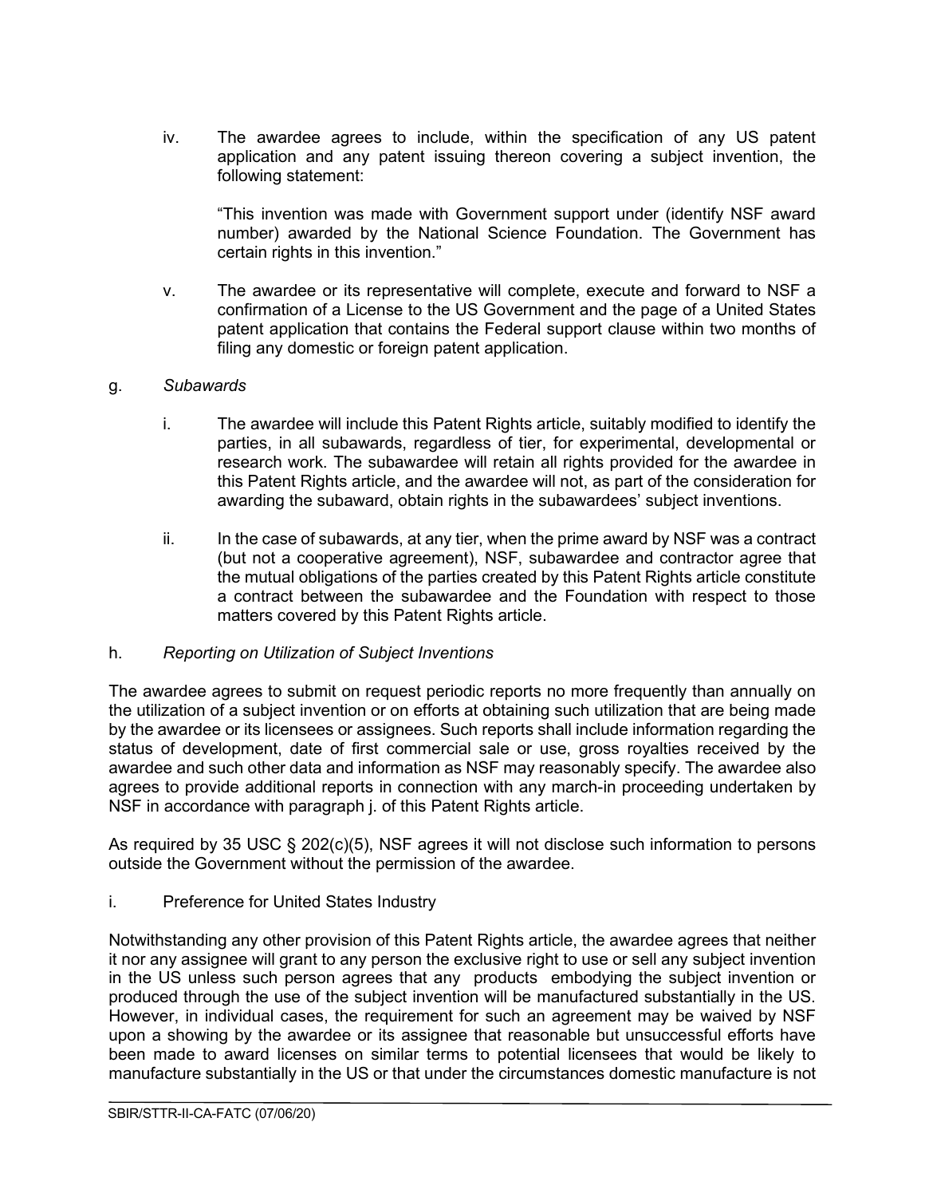iv. The awardee agrees to include, within the specification of any US patent application and any patent issuing thereon covering a subject invention, the following statement:

 "This invention was made with Government support under (identify NSF award number) awarded by the National Science Foundation. The Government has certain rights in this invention."

v. The awardee or its representative will complete, execute and forward to NSF a confirmation of a License to the US Government and the page of a United States patent application that contains the Federal support clause within two months of filing any domestic or foreign patent application.

g. *Subawards*

i. The awardee will include this Patent Rights article, suitably modified to identify the parties, in all subawards, regardless of tier, for experimental, developmental or research work. The subawardee will retain all rights provided for the awardee in this Patent Rights article, and the awardee will not, as part of the consideration for awarding the subaward, obtain rights in the subawardees' subject inventions.

ii. In the case of subawards, at any tier, when the prime award by NSF was a contract (but not a cooperative agreement), NSF, subawardee and contractor agree that the mutual obligations of the parties created by this Patent Rights article constitute a contract between the subawardee and the Foundation with respect to those matters covered by this Patent Rights article.

h. *Reporting on Utilization of Subject Inventions*

The awardee agrees to submit on request periodic reports no more frequently than annually on the utilization of a subject invention or on efforts at obtaining such utilization that are being made by the awardee or its licensees or assignees. Such reports shall include information regarding the status of development, date of first commercial sale or use, gross royalties received by the awardee and such other data and information as NSF may reasonably specify. The awardee also agrees to provide additional reports in connection with any march-in proceeding undertaken by NSF in accordance with paragraph j. of this Patent Rights article.

As required by 35 USC § 202(c)(5), NSF agrees it will not disclose such information to persons outside the Government without the permission of the awardee.

i. Preference for United States Industry

Notwithstanding any other provision of this Patent Rights article, the awardee agrees that neither it nor any assignee will grant to any person the exclusive right to use or sell any subject invention in the US unless such person agrees that any products embodying the subject invention or produced through the use of the subject invention will be manufactured substantially in the US. However, in individual cases, the requirement for such an agreement may be waived by NSF upon a showing by the awardee or its assignee that reasonable but unsuccessful efforts have been made to award licenses on similar terms to potential licensees that would be likely to manufacture substantially in the US or that under the circumstances domestic manufacture is not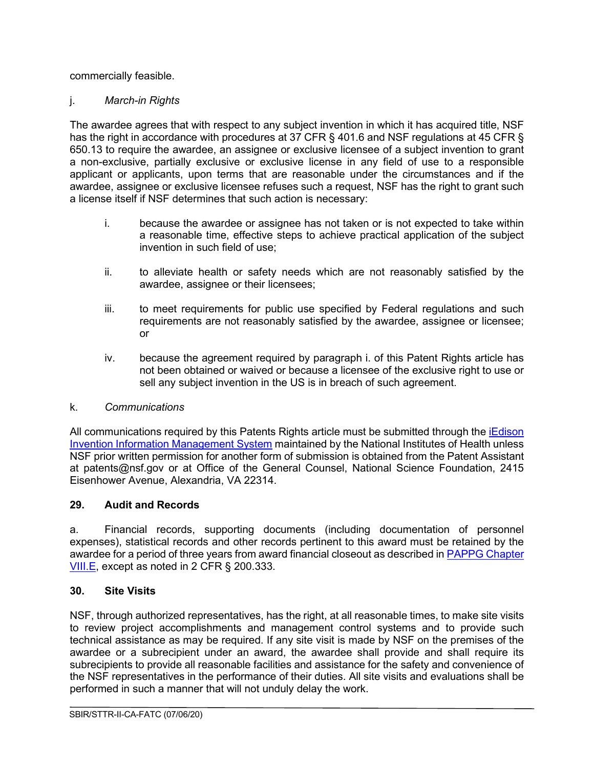commercially feasible.

j. *March-in Rights*

The awardee agrees that with respect to any subject invention in which it has acquired title, NSF has the right in accordance with procedures at 37 CFR § 401.6 and NSF regulations at 45 CFR § 650.13 to require the awardee, an assignee or exclusive licensee of a subject invention to grant a non-exclusive, partially exclusive or exclusive license in any field of use to a responsible applicant or applicants, upon terms that are reasonable under the circumstances and if the awardee, assignee or exclusive licensee refuses such a request, NSF has the right to grant such a license itself if NSF determines that such action is necessary:

i. because the awardee or assignee has not taken or is not expected to take within a reasonable time, effective steps to achieve practical application of the subject invention in such field of use;

ii. to alleviate health or safety needs which are not reasonably satisfied by the awardee, assignee or their licensees;

iii. to meet requirements for public use specified by Federal regulations and such requirements are not reasonably satisfied by the awardee, assignee or licensee; or

iv. because the agreement required by paragraph i. of this Patent Rights article has not been obtained or waived or because a licensee of the exclusive right to use or sell any subject invention in the US is in breach of such agreement.

k. *Communications*

All communications required by this Patents Rights article must be submitted through the iEdison Invention Information Management System maintained by the National Institutes of Health unless NSF prior written permission for another form of submission is obtained from the Patent Assistant at patents@nsf.gov or at Office of the General Counsel, National Science Foundation, 2415 Eisenhower Avenue, Alexandria, VA 22314.

## 29. Audit and Records

a. Financial records, supporting documents (including documentation of personnel expenses), statistical records and other records pertinent to this award must be retained by the awardee for a period of three years from award financial closeout as described in PAPPG Chapter VIII.E, except as noted in 2 CFR § 200.333.

## 30. Site Visits

NSF, through authorized representatives, has the right, at all reasonable times, to make site visits to review project accomplishments and management control systems and to provide such technical assistance as may be required. If any site visit is made by NSF on the premises of the awardee or a subrecipient under an award, the awardee shall provide and shall require its subrecipients to provide all reasonable facilities and assistance for the safety and convenience of the NSF representatives in the performance of their duties. All site visits and evaluations shall be performed in such a manner that will not unduly delay the work.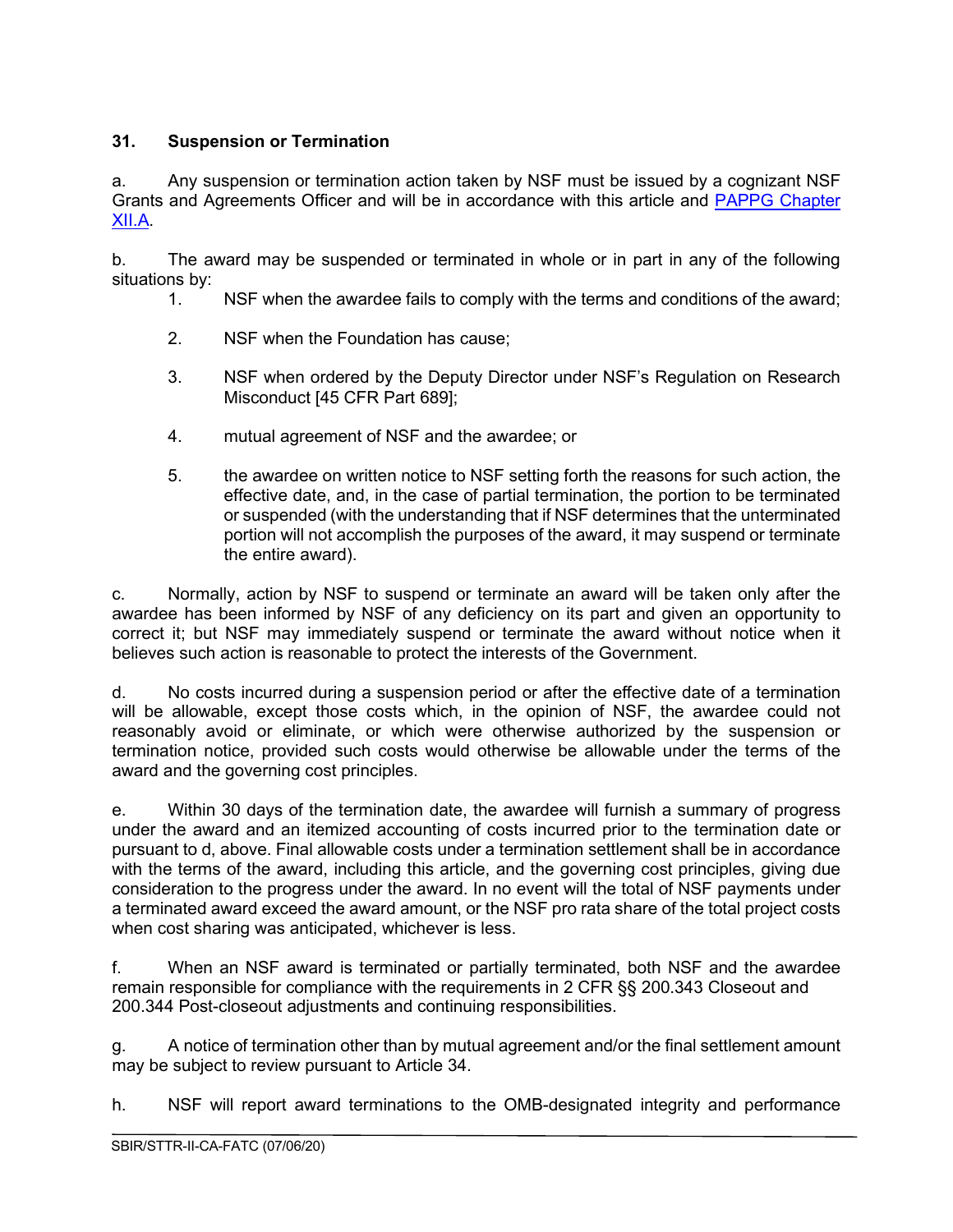### 31. Suspension or Termination

a. Any suspension or termination action taken by NSF must be issued by a cognizant NSF Grants and Agreements Officer and will be in accordance with this article and [PAPPG Chapter XII.A](#).

b. The award may be suspended or terminated in whole or in part in any of the following situations by:

1. NSF when the awardee fails to comply with the terms and conditions of the award;

2. NSF when the Foundation has cause;

3. NSF when ordered by the Deputy Director under NSF's Regulation on Research Misconduct [45 CFR Part 689];

4. mutual agreement of NSF and the awardee; or

5. the awardee on written notice to NSF setting forth the reasons for such action, the effective date, and, in the case of partial termination, the portion to be terminated or suspended (with the understanding that if NSF determines that the unterminated portion will not accomplish the purposes of the award, it may suspend or terminate the entire award).

c. Normally, action by NSF to suspend or terminate an award will be taken only after the awardee has been informed by NSF of any deficiency on its part and given an opportunity to correct it; but NSF may immediately suspend or terminate the award without notice when it believes such action is reasonable to protect the interests of the Government.

d. No costs incurred during a suspension period or after the effective date of a termination will be allowable, except those costs which, in the opinion of NSF, the awardee could not reasonably avoid or eliminate, or which were otherwise authorized by the suspension or termination notice, provided such costs would otherwise be allowable under the terms of the award and the governing cost principles.

e. Within 30 days of the termination date, the awardee will furnish a summary of progress under the award and an itemized accounting of costs incurred prior to the termination date or pursuant to d, above. Final allowable costs under a termination settlement shall be in accordance with the terms of the award, including this article, and the governing cost principles, giving due consideration to the progress under the award. In no event will the total of NSF payments under a terminated award exceed the award amount, or the NSF pro rata share of the total project costs when cost sharing was anticipated, whichever is less.

f. When an NSF award is terminated or partially terminated, both NSF and the awardee remain responsible for compliance with the requirements in 2 CFR §§ 200.343 Closeout and 200.344 Post-closeout adjustments and continuing responsibilities.

g. A notice of termination other than by mutual agreement and/or the final settlement amount may be subject to review pursuant to Article 34.

h. NSF will report award terminations to the OMB-designated integrity and performance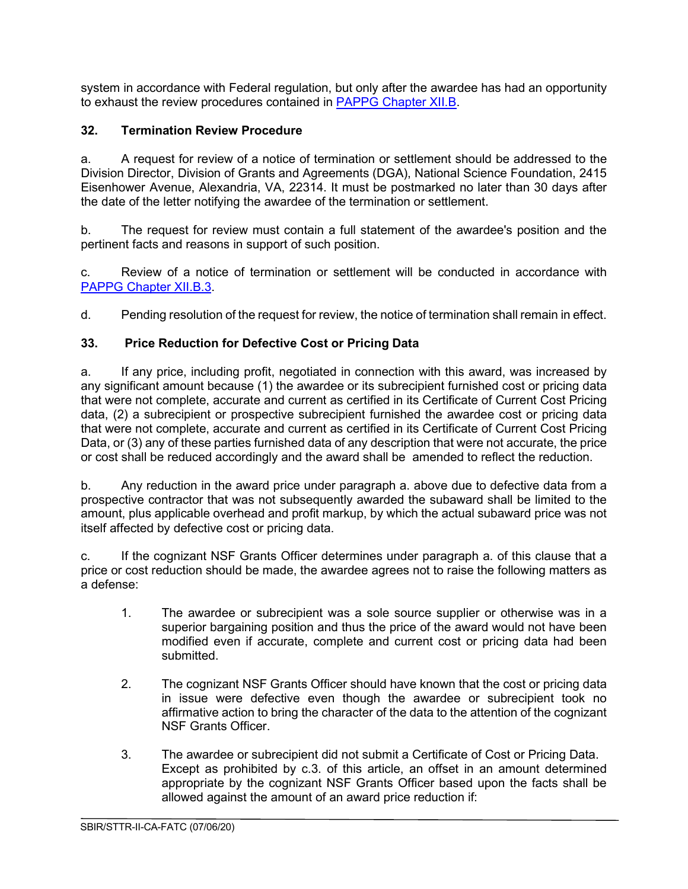system in accordance with Federal regulation, but only after the awardee has had an opportunity to exhaust the review procedures contained in [PAPPG Chapter XII.B](#).

## 32. Termination Review Procedure

a. A request for review of a notice of termination or settlement should be addressed to the Division Director, Division of Grants and Agreements (DGA), National Science Foundation, 2415 Eisenhower Avenue, Alexandria, VA, 22314. It must be postmarked no later than 30 days after the date of the letter notifying the awardee of the termination or settlement.

b. The request for review must contain a full statement of the awardee's position and the pertinent facts and reasons in support of such position.

c. Review of a notice of termination or settlement will be conducted in accordance with [PAPPG Chapter XII.B.3](#).

d. Pending resolution of the request for review, the notice of termination shall remain in effect.

## 33. Price Reduction for Defective Cost or Pricing Data

a. If any price, including profit, negotiated in connection with this award, was increased by any significant amount because (1) the awardee or its subrecipient furnished cost or pricing data that were not complete, accurate and current as certified in its Certificate of Current Cost Pricing data, (2) a subrecipient or prospective subrecipient furnished the awardee cost or pricing data that were not complete, accurate and current as certified in its Certificate of Current Cost Pricing Data, or (3) any of these parties furnished data of any description that were not accurate, the price or cost shall be reduced accordingly and the award shall be amended to reflect the reduction.

b. Any reduction in the award price under paragraph a. above due to defective data from a prospective contractor that was not subsequently awarded the subaward shall be limited to the amount, plus applicable overhead and profit markup, by which the actual subaward price was not itself affected by defective cost or pricing data.

c. If the cognizant NSF Grants Officer determines under paragraph a. of this clause that a price or cost reduction should be made, the awardee agrees not to raise the following matters as a defense:

1. The awardee or subrecipient was a sole source supplier or otherwise was in a superior bargaining position and thus the price of the award would not have been modified even if accurate, complete and current cost or pricing data had been submitted.

2. The cognizant NSF Grants Officer should have known that the cost or pricing data in issue were defective even though the awardee or subrecipient took no affirmative action to bring the character of the data to the attention of the cognizant NSF Grants Officer.

3. The awardee or subrecipient did not submit a Certificate of Cost or Pricing Data. Except as prohibited by c.3. of this article, an offset in an amount determined appropriate by the cognizant NSF Grants Officer based upon the facts shall be allowed against the amount of an award price reduction if: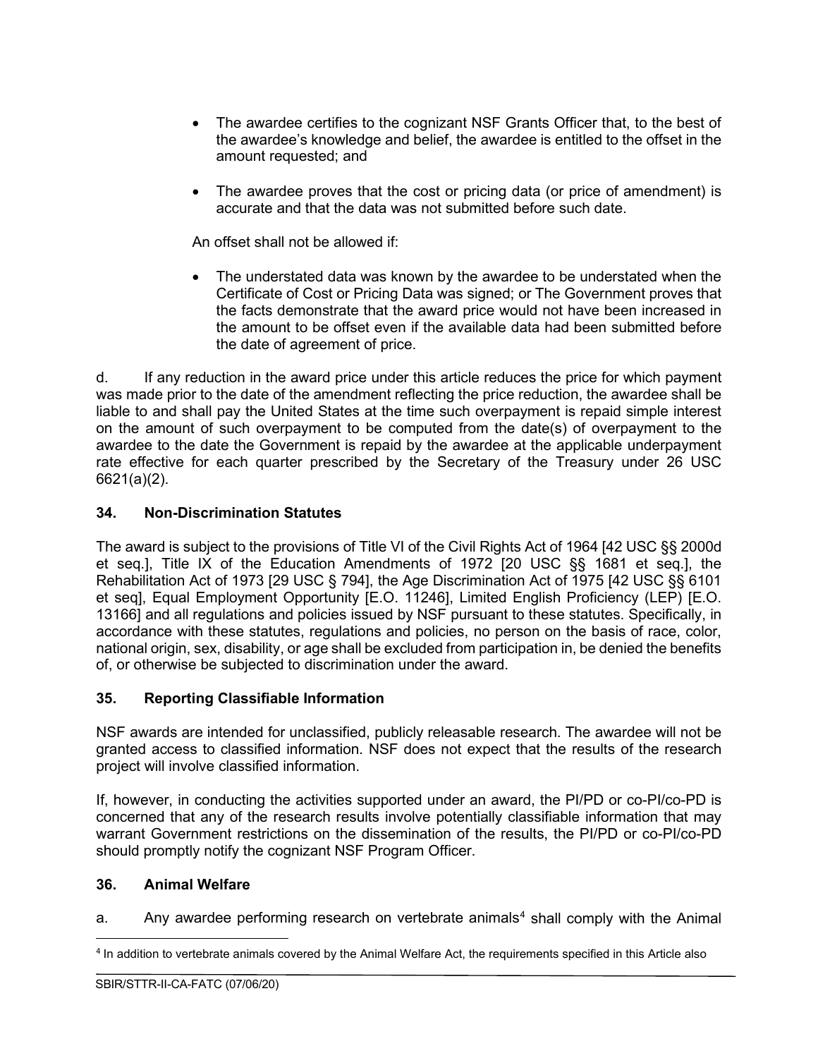- The awardee certifies to the cognizant NSF Grants Officer that, to the best of the awardee's knowledge and belief, the awardee is entitled to the offset in the amount requested; and

- The awardee proves that the cost or pricing data (or price of amendment) is accurate and that the data was not submitted before such date.

An offset shall not be allowed if:

- The understated data was known by the awardee to be understated when the Certificate of Cost or Pricing Data was signed; or The Government proves that the facts demonstrate that the award price would not have been increased in the amount to be offset even if the available data had been submitted before the date of agreement of price.

d. If any reduction in the award price under this article reduces the price for which payment was made prior to the date of the amendment reflecting the price reduction, the awardee shall be liable to and shall pay the United States at the time such overpayment is repaid simple interest on the amount of such overpayment to be computed from the date(s) of overpayment to the awardee to the date the Government is repaid by the awardee at the applicable underpayment rate effective for each quarter prescribed by the Secretary of the Treasury under 26 USC 6621(a)(2).

## 34. Non-Discrimination Statutes

The award is subject to the provisions of Title VI of the Civil Rights Act of 1964 [42 USC §§ 2000d et seq.], Title IX of the Education Amendments of 1972 [20 USC §§ 1681 et seq.], the Rehabilitation Act of 1973 [29 USC § 794], the Age Discrimination Act of 1975 [42 USC §§ 6101 et seq], Equal Employment Opportunity [E.O. 11246], Limited English Proficiency (LEP) [E.O. 13166] and all regulations and policies issued by NSF pursuant to these statutes. Specifically, in accordance with these statutes, regulations and policies, no person on the basis of race, color, national origin, sex, disability, or age shall be excluded from participation in, be denied the benefits of, or otherwise be subjected to discrimination under the award.

## 35. Reporting Classifiable Information

NSF awards are intended for unclassified, publicly releasable research. The awardee will not be granted access to classified information. NSF does not expect that the results of the research project will involve classified information.

If, however, in conducting the activities supported under an award, the PI/PD or co-PI/co-PD is concerned that any of the research results involve potentially classifiable information that may warrant Government restrictions on the dissemination of the results, the PI/PD or co-PI/co-PD should promptly notify the cognizant NSF Program Officer.

## 36. Animal Welfare

a. Any awardee performing research on vertebrate animals[4] shall comply with the Animal

[4] In addition to vertebrate animals covered by the Animal Welfare Act, the requirements specified in this Article also

SBIR/STTR-II-CA-FATC (07/06/20)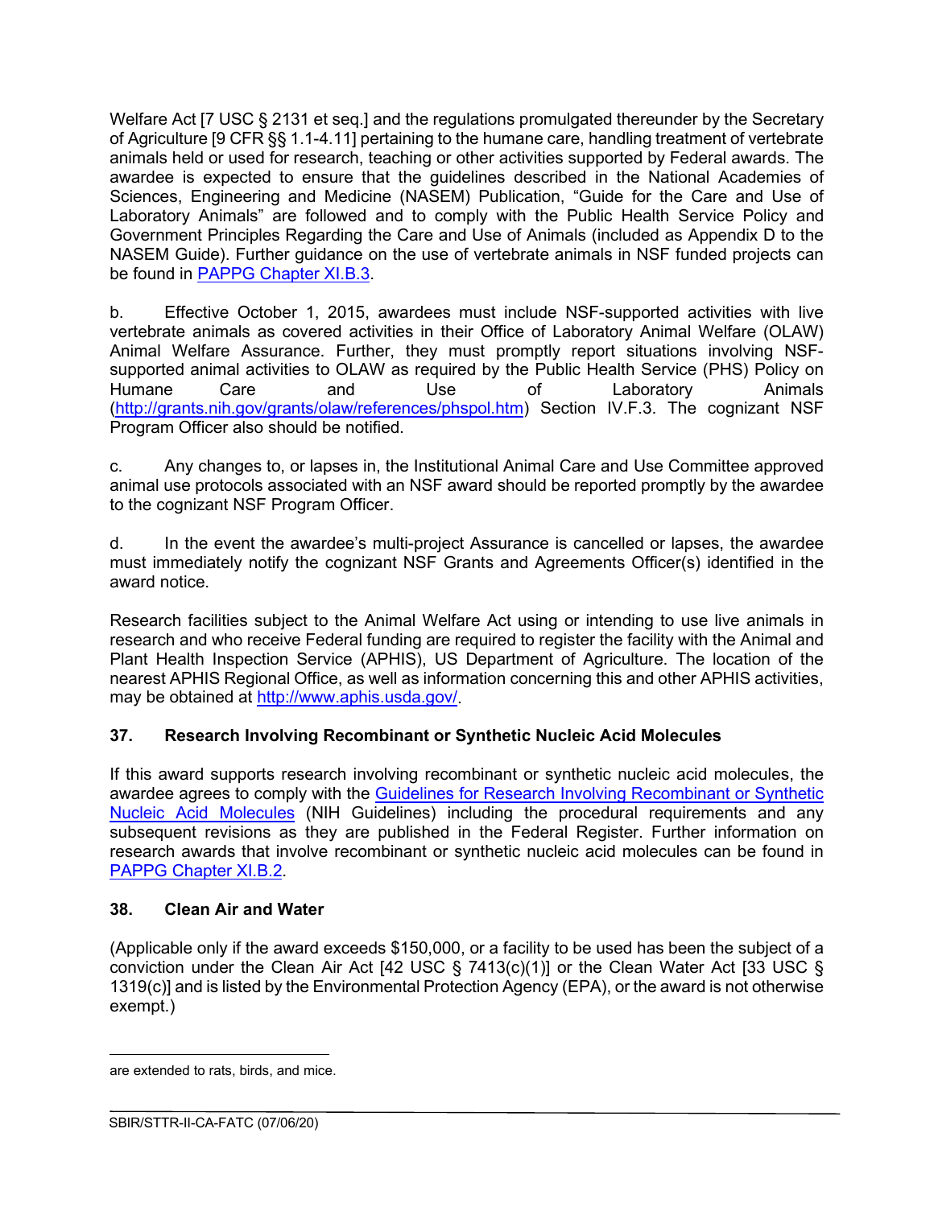Welfare Act [7 USC § 2131 et seq.] and the regulations promulgated thereunder by the Secretary of Agriculture [9 CFR §§ 1.1-4.11] pertaining to the humane care, handling treatment of vertebrate animals held or used for research, teaching or other activities supported by Federal awards. The awardee is expected to ensure that the guidelines described in the National Academies of Sciences, Engineering and Medicine (NASEM) Publication, "Guide for the Care and Use of Laboratory Animals" are followed and to comply with the Public Health Service Policy and Government Principles Regarding the Care and Use of Animals (included as Appendix D to the NASEM Guide). Further guidance on the use of vertebrate animals in NSF funded projects can be found in [PAPPG Chapter XI.B.3](PAPPG Chapter XI.B.3).

b. Effective October 1, 2015, awardees must include NSF-supported activities with live vertebrate animals as covered activities in their Office of Laboratory Animal Welfare (OLAW) Animal Welfare Assurance. Further, they must promptly report situations involving NSF-supported animal activities to OLAW as required by the Public Health Service (PHS) Policy on Humane Care and Use of Laboratory Animals (http://grants.nih.gov/grants/olaw/references/phspol.htm) Section IV.F.3. The cognizant NSF Program Officer also should be notified.

c. Any changes to, or lapses in, the Institutional Animal Care and Use Committee approved animal use protocols associated with an NSF award should be reported promptly by the awardee to the cognizant NSF Program Officer.

d. In the event the awardee's multi-project Assurance is cancelled or lapses, the awardee must immediately notify the cognizant NSF Grants and Agreements Officer(s) identified in the award notice.

Research facilities subject to the Animal Welfare Act using or intending to use live animals in research and who receive Federal funding are required to register the facility with the Animal and Plant Health Inspection Service (APHIS), US Department of Agriculture. The location of the nearest APHIS Regional Office, as well as information concerning this and other APHIS activities, may be obtained at http://www.aphis.usda.gov/.

## 37. Research Involving Recombinant or Synthetic Nucleic Acid Molecules

If this award supports research involving recombinant or synthetic nucleic acid molecules, the awardee agrees to comply with the Guidelines for Research Involving Recombinant or Synthetic Nucleic Acid Molecules (NIH Guidelines) including the procedural requirements and any subsequent revisions as they are published in the Federal Register. Further information on research awards that involve recombinant or synthetic nucleic acid molecules can be found in PAPPG Chapter XI.B.2.

## 38. Clean Air and Water

(Applicable only if the award exceeds $150,000, or a facility to be used has been the subject of a conviction under the Clean Air Act [42 USC § 7413(c)(1)] or the Clean Water Act [33 USC § 1319(c)] and is listed by the Environmental Protection Agency (EPA), or the award is not otherwise exempt.)

---

are extended to rats, birds, and mice.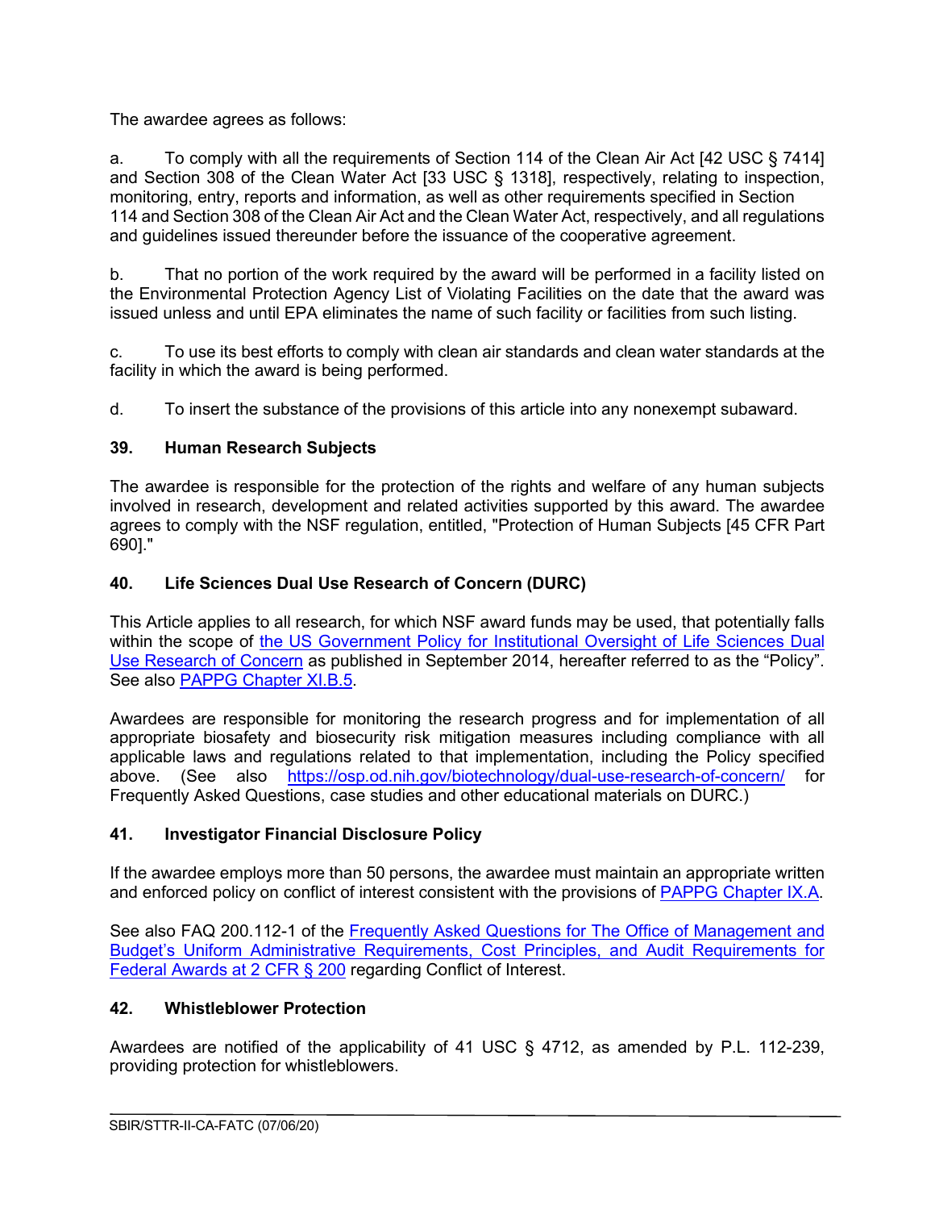The awardee agrees as follows:

a. To comply with all the requirements of Section 114 of the Clean Air Act [42 USC § 7414] and Section 308 of the Clean Water Act [33 USC § 1318], respectively, relating to inspection, monitoring, entry, reports and information, as well as other requirements specified in Section 114 and Section 308 of the Clean Air Act and the Clean Water Act, respectively, and all regulations and guidelines issued thereunder before the issuance of the cooperative agreement.

b. That no portion of the work required by the award will be performed in a facility listed on the Environmental Protection Agency List of Violating Facilities on the date that the award was issued unless and until EPA eliminates the name of such facility or facilities from such listing.

c. To use its best efforts to comply with clean air standards and clean water standards at the facility in which the award is being performed.

d. To insert the substance of the provisions of this article into any nonexempt subaward.

## 39. Human Research Subjects

The awardee is responsible for the protection of the rights and welfare of any human subjects involved in research, development and related activities supported by this award. The awardee agrees to comply with the NSF regulation, entitled, "Protection of Human Subjects [45 CFR Part 690]."

## 40. Life Sciences Dual Use Research of Concern (DURC)

This Article applies to all research, for which NSF award funds may be used, that potentially falls within the scope of the US Government Policy for Institutional Oversight of Life Sciences Dual Use Research of Concern as published in September 2014, hereafter referred to as the "Policy". See also PAPPG Chapter XI.B.5.

Awardees are responsible for monitoring the research progress and for implementation of all appropriate biosafety and biosecurity risk mitigation measures including compliance with all applicable laws and regulations related to that implementation, including the Policy specified above. (See also https://osp.od.nih.gov/biotechnology/dual-use-research-of-concern/ for Frequently Asked Questions, case studies and other educational materials on DURC.)

## 41. Investigator Financial Disclosure Policy

If the awardee employs more than 50 persons, the awardee must maintain an appropriate written and enforced policy on conflict of interest consistent with the provisions of PAPPG Chapter IX.A.

See also FAQ 200.112-1 of the Frequently Asked Questions for The Office of Management and Budget's Uniform Administrative Requirements, Cost Principles, and Audit Requirements for Federal Awards at 2 CFR § 200 regarding Conflict of Interest.

## 42. Whistleblower Protection

Awardees are notified of the applicability of 41 USC § 4712, as amended by P.L. 112-239, providing protection for whistleblowers.

SBIR/STTR-II-CA-FATC (07/06/20)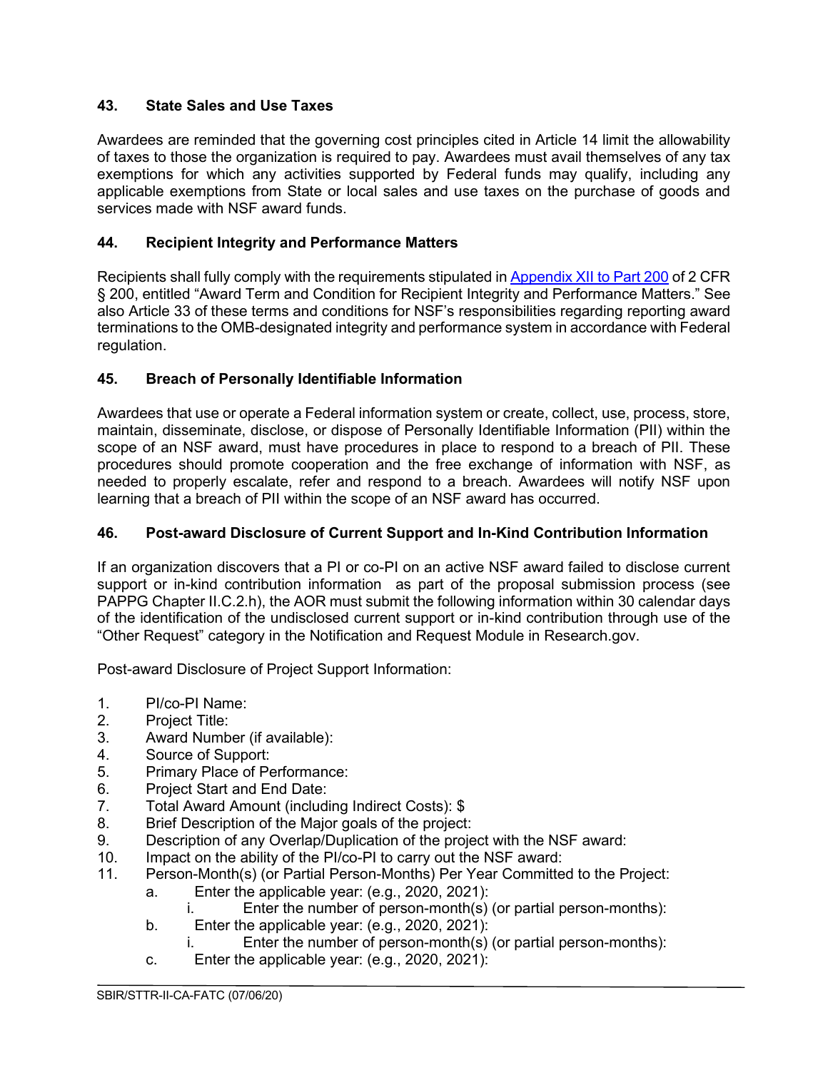### 43. State Sales and Use Taxes

Awardees are reminded that the governing cost principles cited in Article 14 limit the allowability of taxes to those the organization is required to pay. Awardees must avail themselves of any tax exemptions for which any activities supported by Federal funds may qualify, including any applicable exemptions from State or local sales and use taxes on the purchase of goods and services made with NSF award funds.

### 44. Recipient Integrity and Performance Matters

Recipients shall fully comply with the requirements stipulated in [Appendix XII to Part 200](#) of 2 CFR § 200, entitled "Award Term and Condition for Recipient Integrity and Performance Matters." See also Article 33 of these terms and conditions for NSF's responsibilities regarding reporting award terminations to the OMB-designated integrity and performance system in accordance with Federal regulation.

### 45. Breach of Personally Identifiable Information

Awardees that use or operate a Federal information system or create, collect, use, process, store, maintain, disseminate, disclose, or dispose of Personally Identifiable Information (PII) within the scope of an NSF award, must have procedures in place to respond to a breach of PII. These procedures should promote cooperation and the free exchange of information with NSF, as needed to properly escalate, refer and respond to a breach. Awardees will notify NSF upon learning that a breach of PII within the scope of an NSF award has occurred.

### 46. Post-award Disclosure of Current Support and In-Kind Contribution Information

If an organization discovers that a PI or co-PI on an active NSF award failed to disclose current support or in-kind contribution information as part of the proposal submission process (see PAPPG Chapter II.C.2.h), the AOR must submit the following information within 30 calendar days of the identification of the undisclosed current support or in-kind contribution through use of the "Other Request" category in the Notification and Request Module in Research.gov.

Post-award Disclosure of Project Support Information:

1. PI/co-PI Name:
2. Project Title:
3. Award Number (if available):
4. Source of Support:
5. Primary Place of Performance:
6. Project Start and End Date:
7. Total Award Amount (including Indirect Costs): $
8. Brief Description of the Major goals of the project:
9. Description of any Overlap/Duplication of the project with the NSF award:
10. Impact on the ability of the PI/co-PI to carry out the NSF award:
11. Person-Month(s) (or Partial Person-Months) Per Year Committed to the Project:
    a. Enter the applicable year: (e.g., 2020, 2021):
        i. Enter the number of person-month(s) (or partial person-months):
    b. Enter the applicable year: (e.g., 2020, 2021):
        i. Enter the number of person-month(s) (or partial person-months):
    c. Enter the applicable year: (e.g., 2020, 2021):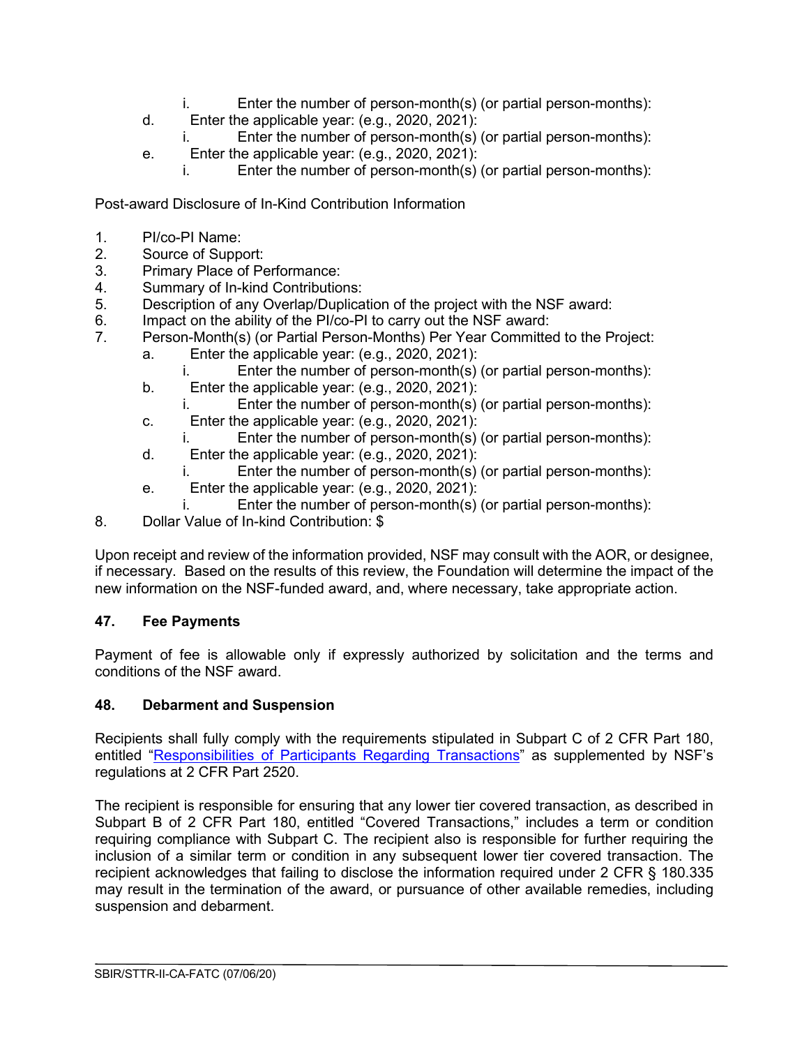i. Enter the number of person-month(s) (or partial person-months):
  d. Enter the applicable year: (e.g., 2020, 2021):
    i. Enter the number of person-month(s) (or partial person-months):
  e. Enter the applicable year: (e.g., 2020, 2021):
    i. Enter the number of person-month(s) (or partial person-months):

Post-award Disclosure of In-Kind Contribution Information

1. PI/co-PI Name:
2. Source of Support:
3. Primary Place of Performance:
4. Summary of In-kind Contributions:
5. Description of any Overlap/Duplication of the project with the NSF award:
6. Impact on the ability of the PI/co-PI to carry out the NSF award:
7. Person-Month(s) (or Partial Person-Months) Per Year Committed to the Project:
   a. Enter the applicable year: (e.g., 2020, 2021):
      i. Enter the number of person-month(s) (or partial person-months):
   b. Enter the applicable year: (e.g., 2020, 2021):
      i. Enter the number of person-month(s) (or partial person-months):
   c. Enter the applicable year: (e.g., 2020, 2021):
      i. Enter the number of person-month(s) (or partial person-months):
   d. Enter the applicable year: (e.g., 2020, 2021):
      i. Enter the number of person-month(s) (or partial person-months):
   e. Enter the applicable year: (e.g., 2020, 2021):
      i. Enter the number of person-month(s) (or partial person-months):
8. Dollar Value of In-kind Contribution: $

Upon receipt and review of the information provided, NSF may consult with the AOR, or designee, if necessary. Based on the results of this review, the Foundation will determine the impact of the new information on the NSF-funded award, and, where necessary, take appropriate action.

## 47. Fee Payments

Payment of fee is allowable only if expressly authorized by solicitation and the terms and conditions of the NSF award.

## 48. Debarment and Suspension

Recipients shall fully comply with the requirements stipulated in Subpart C of 2 CFR Part 180, entitled "Responsibilities of Participants Regarding Transactions" as supplemented by NSF's regulations at 2 CFR Part 2520.

The recipient is responsible for ensuring that any lower tier covered transaction, as described in Subpart B of 2 CFR Part 180, entitled "Covered Transactions," includes a term or condition requiring compliance with Subpart C. The recipient also is responsible for further requiring the inclusion of a similar term or condition in any subsequent lower tier covered transaction. The recipient acknowledges that failing to disclose the information required under 2 CFR § 180.335 may result in the termination of the award, or pursuance of other available remedies, including suspension and debarment.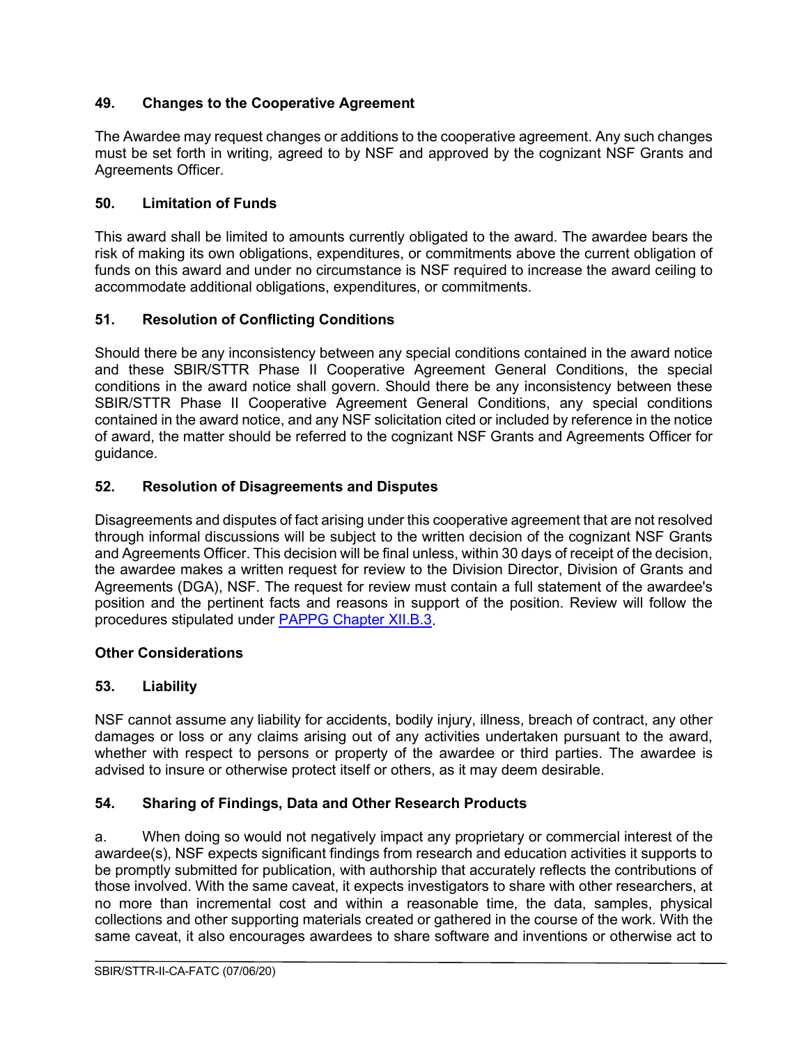### 49. Changes to the Cooperative Agreement

The Awardee may request changes or additions to the cooperative agreement. Any such changes must be set forth in writing, agreed to by NSF and approved by the cognizant NSF Grants and Agreements Officer.

### 50. Limitation of Funds

This award shall be limited to amounts currently obligated to the award. The awardee bears the risk of making its own obligations, expenditures, or commitments above the current obligation of funds on this award and under no circumstance is NSF required to increase the award ceiling to accommodate additional obligations, expenditures, or commitments.

### 51. Resolution of Conflicting Conditions

Should there be any inconsistency between any special conditions contained in the award notice and these SBIR/STTR Phase II Cooperative Agreement General Conditions, the special conditions in the award notice shall govern. Should there be any inconsistency between these SBIR/STTR Phase II Cooperative Agreement General Conditions, any special conditions contained in the award notice, and any NSF solicitation cited or included by reference in the notice of award, the matter should be referred to the cognizant NSF Grants and Agreements Officer for guidance.

### 52. Resolution of Disagreements and Disputes

Disagreements and disputes of fact arising under this cooperative agreement that are not resolved through informal discussions will be subject to the written decision of the cognizant NSF Grants and Agreements Officer. This decision will be final unless, within 30 days of receipt of the decision, the awardee makes a written request for review to the Division Director, Division of Grants and Agreements (DGA), NSF. The request for review must contain a full statement of the awardee's position and the pertinent facts and reasons in support of the position. Review will follow the procedures stipulated under PAPPG Chapter XII.B.3.

## Other Considerations

### 53. Liability

NSF cannot assume any liability for accidents, bodily injury, illness, breach of contract, any other damages or loss or any claims arising out of any activities undertaken pursuant to the award, whether with respect to persons or property of the awardee or third parties. The awardee is advised to insure or otherwise protect itself or others, as it may deem desirable.

### 54. Sharing of Findings, Data and Other Research Products

a. When doing so would not negatively impact any proprietary or commercial interest of the awardee(s), NSF expects significant findings from research and education activities it supports to be promptly submitted for publication, with authorship that accurately reflects the contributions of those involved. With the same caveat, it expects investigators to share with other researchers, at no more than incremental cost and within a reasonable time, the data, samples, physical collections and other supporting materials created or gathered in the course of the work. With the same caveat, it also encourages awardees to share software and inventions or otherwise act to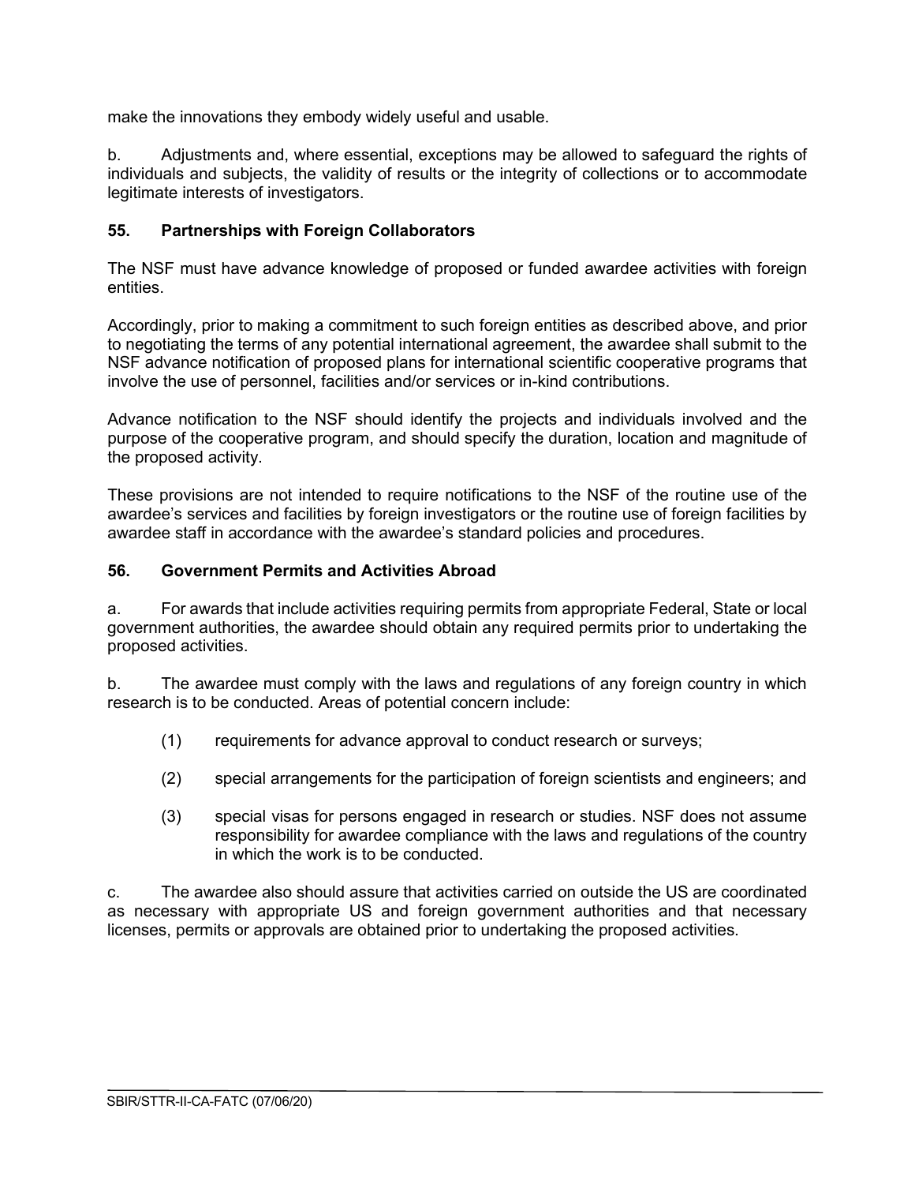make the innovations they embody widely useful and usable.

b. Adjustments and, where essential, exceptions may be allowed to safeguard the rights of individuals and subjects, the validity of results or the integrity of collections or to accommodate legitimate interests of investigators.

### 55. Partnerships with Foreign Collaborators

The NSF must have advance knowledge of proposed or funded awardee activities with foreign entities.

Accordingly, prior to making a commitment to such foreign entities as described above, and prior to negotiating the terms of any potential international agreement, the awardee shall submit to the NSF advance notification of proposed plans for international scientific cooperative programs that involve the use of personnel, facilities and/or services or in-kind contributions.

Advance notification to the NSF should identify the projects and individuals involved and the purpose of the cooperative program, and should specify the duration, location and magnitude of the proposed activity.

These provisions are not intended to require notifications to the NSF of the routine use of the awardee's services and facilities by foreign investigators or the routine use of foreign facilities by awardee staff in accordance with the awardee's standard policies and procedures.

### 56. Government Permits and Activities Abroad

a. For awards that include activities requiring permits from appropriate Federal, State or local government authorities, the awardee should obtain any required permits prior to undertaking the proposed activities.

b. The awardee must comply with the laws and regulations of any foreign country in which research is to be conducted. Areas of potential concern include:

(1) requirements for advance approval to conduct research or surveys;

(2) special arrangements for the participation of foreign scientists and engineers; and

(3) special visas for persons engaged in research or studies. NSF does not assume responsibility for awardee compliance with the laws and regulations of the country in which the work is to be conducted.

c. The awardee also should assure that activities carried on outside the US are coordinated as necessary with appropriate US and foreign government authorities and that necessary licenses, permits or approvals are obtained prior to undertaking the proposed activities.